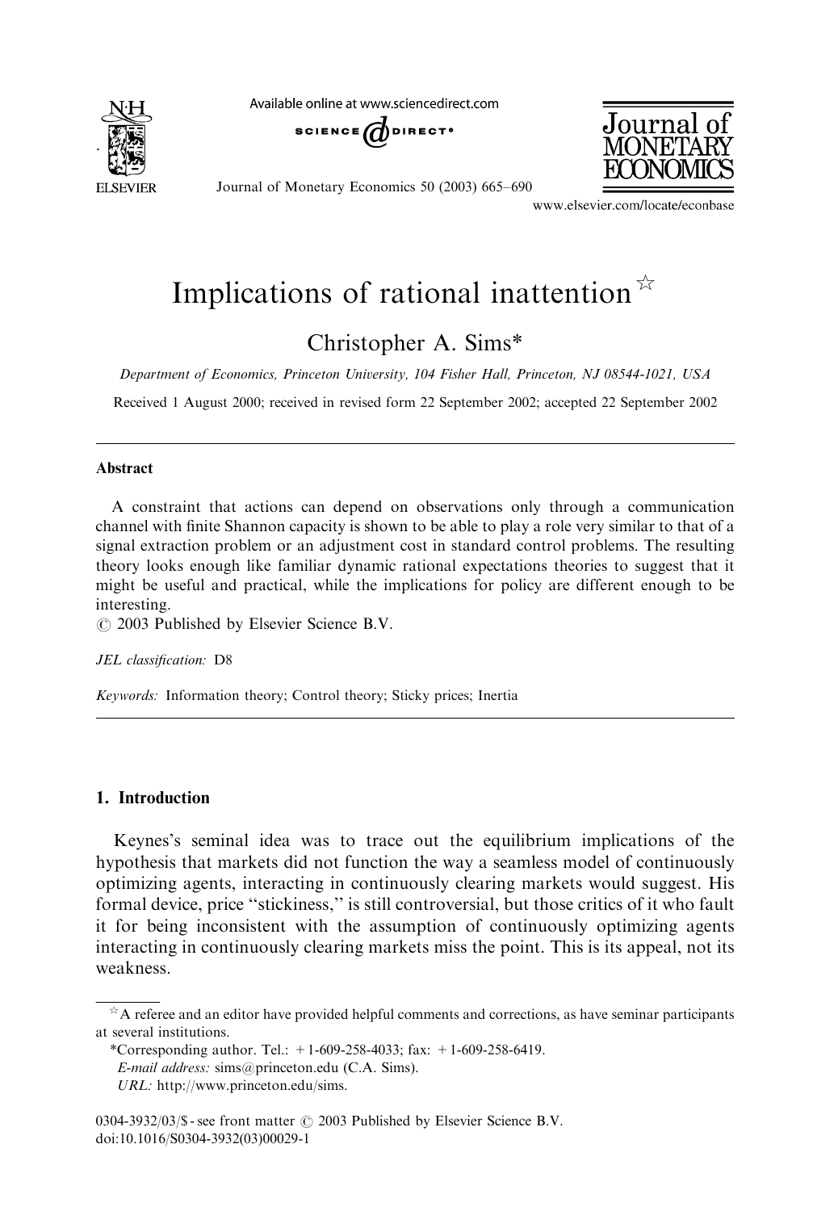# Implications of rational inattention[☆]

Christopher A. Sims*

*Department of Economics, Princeton University, 104 Fisher Hall, Princeton, NJ 08544-1021, USA*

Received 1 August 2000; received in revised form 22 September 2002; accepted 22 September 2002

## Abstract

A constraint that actions can depend on observations only through a communication channel with finite Shannon capacity is shown to be able to play a role very similar to that of a signal extraction problem or an adjustment cost in standard control problems. The resulting theory looks enough like familiar dynamic rational expectations theories to suggest that it might be useful and practical, while the implications for policy are different enough to be interesting.

© 2003 Published by Elsevier Science B.V.

*JEL classification:* D8

*Keywords:* Information theory; Control theory; Sticky prices; Inertia

## 1. Introduction

Keynes's seminal idea was to trace out the equilibrium implications of the hypothesis that markets did not function the way a seamless model of continuously optimizing agents, interacting in continuously clearing markets would suggest. His formal device, price "stickiness," is still controversial, but those critics of it who fault it for being inconsistent with the assumption of continuously optimizing agents interacting in continuously clearing markets miss the point. This is its appeal, not its weakness.

---

[☆] A referee and an editor have provided helpful comments and corrections, as have seminar participants at several institutions.

*Corresponding author. Tel.: +1-609-258-4033; fax: +1-609-258-6419.

*E-mail address:* sims@princeton.edu (C.A. Sims).

*URL:* http://www.princeton.edu/sims.

0304-3932/03/$ - see front matter © 2003 Published by Elsevier Science B.V.
doi:10.1016/S0304-3932(03)00029-1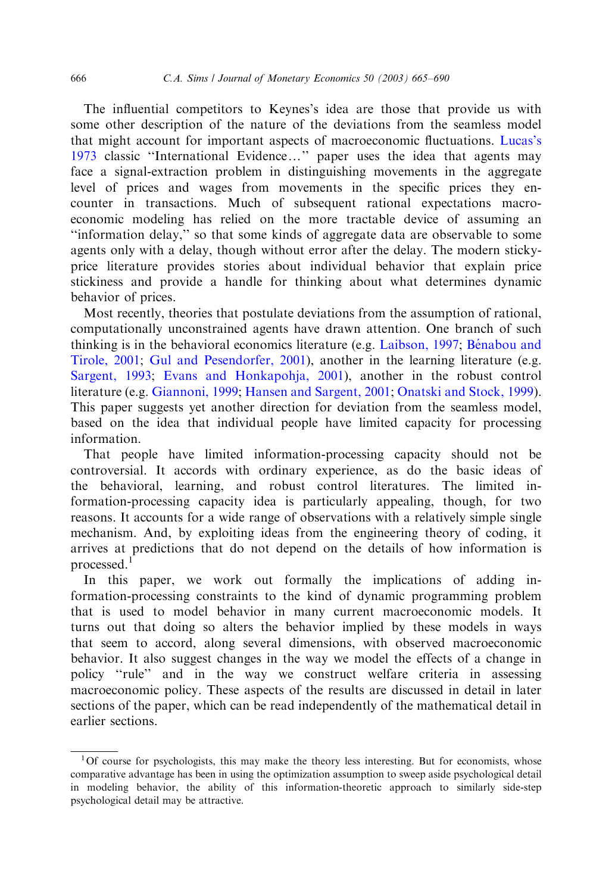The influential competitors to Keynes's idea are those that provide us with some other description of the nature of the deviations from the seamless model that might account for important aspects of macroeconomic fluctuations. Lucas's 1973 classic "International Evidence…" paper uses the idea that agents may face a signal-extraction problem in distinguishing movements in the aggregate level of prices and wages from movements in the specific prices they encounter in transactions. Much of subsequent rational expectations macroeconomic modeling has relied on the more tractable device of assuming an "information delay," so that some kinds of aggregate data are observable to some agents only with a delay, though without error after the delay. The modern sticky-price literature provides stories about individual behavior that explain price stickiness and provide a handle for thinking about what determines dynamic behavior of prices.

Most recently, theories that postulate deviations from the assumption of rational, computationally unconstrained agents have drawn attention. One branch of such thinking is in the behavioral economics literature (e.g. Laibson, 1997; Bénabou and Tirole, 2001; Gul and Pesendorfer, 2001), another in the learning literature (e.g. Sargent, 1993; Evans and Honkapohja, 2001), another in the robust control literature (e.g. Giannoni, 1999; Hansen and Sargent, 2001; Onatski and Stock, 1999). This paper suggests yet another direction for deviation from the seamless model, based on the idea that individual people have limited capacity for processing information.

That people have limited information-processing capacity should not be controversial. It accords with ordinary experience, as do the basic ideas of the behavioral, learning, and robust control literatures. The limited information-processing capacity idea is particularly appealing, though, for two reasons. It accounts for a wide range of observations with a relatively simple single mechanism. And, by exploiting ideas from the engineering theory of coding, it arrives at predictions that do not depend on the details of how information is processed.[1]

In this paper, we work out formally the implications of adding information-processing constraints to the kind of dynamic programming problem that is used to model behavior in many current macroeconomic models. It turns out that doing so alters the behavior implied by these models in ways that seem to accord, along several dimensions, with observed macroeconomic behavior. It also suggest changes in the way we model the effects of a change in policy "rule" and in the way we construct welfare criteria in assessing macroeconomic policy. These aspects of the results are discussed in detail in later sections of the paper, which can be read independently of the mathematical detail in earlier sections.

---

[1] Of course for psychologists, this may make the theory less interesting. But for economists, whose comparative advantage has been in using the optimization assumption to sweep aside psychological detail in modeling behavior, the ability of this information-theoretic approach to similarly side-step psychological detail may be attractive.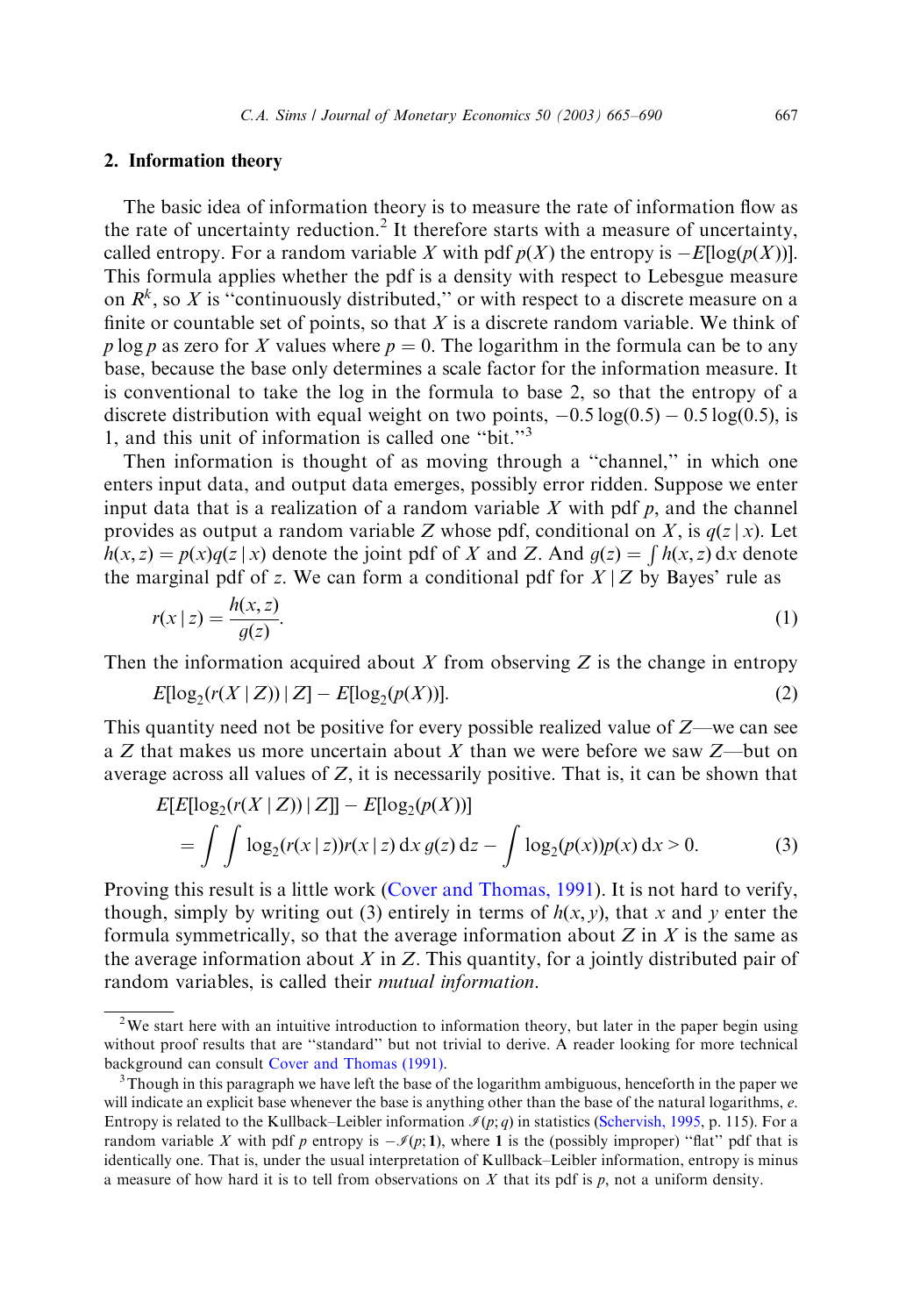## 2. Information theory

The basic idea of information theory is to measure the rate of information flow as the rate of uncertainty reduction.[2] It therefore starts with a measure of uncertainty, called entropy. For a random variable $X$ with pdf $p(X)$ the entropy is $-E[\log(p(X))]$. This formula applies whether the pdf is a density with respect to Lebesgue measure on $R^k$, so $X$ is "continuously distributed," or with respect to a discrete measure on a finite or countable set of points, so that $X$ is a discrete random variable. We think of $p \log p$ as zero for $X$ values where $p = 0$. The logarithm in the formula can be to any base, because the base only determines a scale factor for the information measure. It is conventional to take the log in the formula to base 2, so that the entropy of a discrete distribution with equal weight on two points, $-0.5\log(0.5) - 0.5\log(0.5)$, is 1, and this unit of information is called one "bit."[3]

Then information is thought of as moving through a "channel," in which one enters input data, and output data emerges, possibly error ridden. Suppose we enter input data that is a realization of a random variable $X$ with pdf $p$, and the channel provides as output a random variable $Z$ whose pdf, conditional on $X$, is $q(z \mid x)$. Let $h(x,z) = p(x)q(z \mid x)$ denote the joint pdf of $X$ and $Z$. And $g(z) = \int h(x,z)\,\mathrm{d}x$ denote the marginal pdf of $z$. We can form a conditional pdf for $X \mid Z$ by Bayes' rule as

$$r(x \mid z) = \frac{h(x,z)}{g(z)}. \tag{1}$$

Then the information acquired about $X$ from observing $Z$ is the change in entropy

$$E[\log_2(r(X \mid Z)) \mid Z] - E[\log_2(p(X))]. \tag{2}$$

This quantity need not be positive for every possible realized value of $Z$—we can see a $Z$ that makes us more uncertain about $X$ than we were before we saw $Z$—but on average across all values of $Z$, it is necessarily positive. That is, it can be shown that

$$\begin{aligned} &E[E[\log_2(r(X \mid Z)) \mid Z]] - E[\log_2(p(X))] \\ &\quad = \int \int \log_2(r(x \mid z)) r(x \mid z)\,\mathrm{d}x\, g(z)\,\mathrm{d}z - \int \log_2(p(x))p(x)\,\mathrm{d}x > 0. \end{aligned} \tag{3}$$

Proving this result is a little work (Cover and Thomas, 1991). It is not hard to verify, though, simply by writing out (3) entirely in terms of $h(x,y)$, that $x$ and $y$ enter the formula symmetrically, so that the average information about $Z$ in $X$ is the same as the average information about $X$ in $Z$. This quantity, for a jointly distributed pair of random variables, is called their *mutual information*.

---

[2] We start here with an intuitive introduction to information theory, but later in the paper begin using without proof results that are "standard" but not trivial to derive. A reader looking for more technical background can consult Cover and Thomas (1991).

[3] Though in this paragraph we have left the base of the logarithm ambiguous, henceforth in the paper we will indicate an explicit base whenever the base is anything other than the base of the natural logarithms, $e$. Entropy is related to the Kullback–Leibler information $\mathscr{I}(p;q)$ in statistics (Schervish, 1995, p. 115). For a random variable $X$ with pdf $p$ entropy is $-\mathscr{I}(p;\mathbf{1})$, where $\mathbf{1}$ is the (possibly improper) "flat" pdf that is identically one. That is, under the usual interpretation of Kullback–Leibler information, entropy is minus a measure of how hard it is to tell from observations on $X$ that its pdf is $p$, not a uniform density.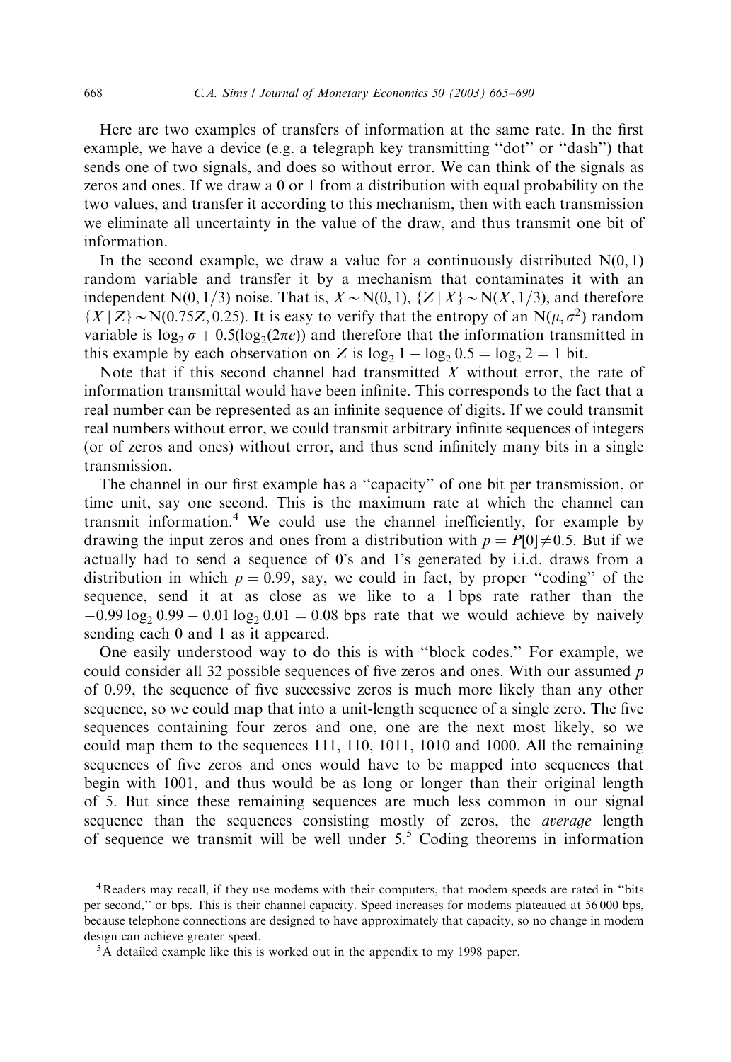Here are two examples of transfers of information at the same rate. In the first example, we have a device (e.g. a telegraph key transmitting "dot" or "dash") that sends one of two signals, and does so without error. We can think of the signals as zeros and ones. If we draw a 0 or 1 from a distribution with equal probability on the two values, and transfer it according to this mechanism, then with each transmission we eliminate all uncertainty in the value of the draw, and thus transmit one bit of information.

In the second example, we draw a value for a continuously distributed $N(0, 1)$ random variable and transfer it by a mechanism that contaminates it with an independent $N(0, 1/3)$ noise. That is, $X \sim N(0, 1)$, $\{Z \mid X\} \sim N(X, 1/3)$, and therefore $\{X \mid Z\} \sim N(0.75Z, 0.25)$. It is easy to verify that the entropy of an $N(\mu, \sigma^2)$ random variable is $\log_2 \sigma + 0.5(\log_2(2\pi e))$ and therefore that the information transmitted in this example by each observation on $Z$ is $\log_2 1 - \log_2 0.5 = \log_2 2 = 1$ bit.

Note that if this second channel had transmitted $X$ without error, the rate of information transmittal would have been infinite. This corresponds to the fact that a real number can be represented as an infinite sequence of digits. If we could transmit real numbers without error, we could transmit arbitrary infinite sequences of integers (or of zeros and ones) without error, and thus send infinitely many bits in a single transmission.

The channel in our first example has a "capacity" of one bit per transmission, or time unit, say one second. This is the maximum rate at which the channel can transmit information.[4] We could use the channel inefficiently, for example by drawing the input zeros and ones from a distribution with $p = P[0] \neq 0.5$. But if we actually had to send a sequence of 0's and 1's generated by i.i.d. draws from a distribution in which $p = 0.99$, say, we could in fact, by proper "coding" of the sequence, send it at as close as we like to a 1 bps rate rather than the $-0.99 \log_2 0.99 - 0.01 \log_2 0.01 = 0.08$ bps rate that we would achieve by naively sending each 0 and 1 as it appeared.

One easily understood way to do this is with "block codes." For example, we could consider all 32 possible sequences of five zeros and ones. With our assumed $p$ of 0.99, the sequence of five successive zeros is much more likely than any other sequence, so we could map that into a unit-length sequence of a single zero. The five sequences containing four zeros and one, one are the next most likely, so we could map them to the sequences 111, 110, 1011, 1010 and 1000. All the remaining sequences of five zeros and ones would have to be mapped into sequences that begin with 1001, and thus would be as long or longer than their original length of 5. But since these remaining sequences are much less common in our signal sequence than the sequences consisting mostly of zeros, the *average* length of sequence we transmit will be well under 5.[5] Coding theorems in information

---

[4] Readers may recall, if they use modems with their computers, that modem speeds are rated in "bits per second," or bps. This is their channel capacity. Speed increases for modems plateaued at 56 000 bps, because telephone connections are designed to have approximately that capacity, so no change in modem design can achieve greater speed.

[5] A detailed example like this is worked out in the appendix to my 1998 paper.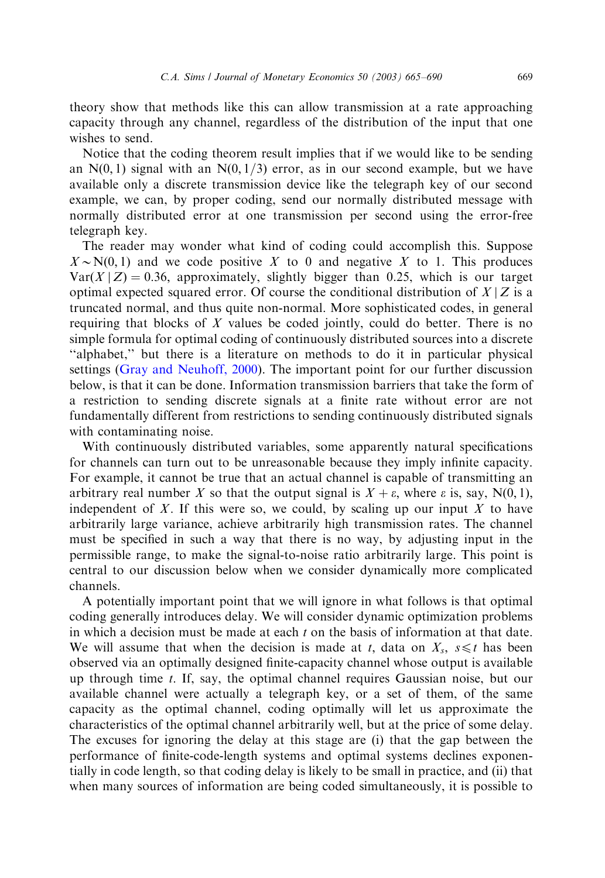theory show that methods like this can allow transmission at a rate approaching capacity through any channel, regardless of the distribution of the input that one wishes to send.

Notice that the coding theorem result implies that if we would like to be sending an $N(0,1)$ signal with an $N(0,1/3)$ error, as in our second example, but we have available only a discrete transmission device like the telegraph key of our second example, we can, by proper coding, send our normally distributed message with normally distributed error at one transmission per second using the error-free telegraph key.

The reader may wonder what kind of coding could accomplish this. Suppose $X \sim N(0,1)$ and we code positive $X$ to 0 and negative $X$ to 1. This produces $\text{Var}(X \mid Z) = 0.36$, approximately, slightly bigger than 0.25, which is our target optimal expected squared error. Of course the conditional distribution of $X \mid Z$ is a truncated normal, and thus quite non-normal. More sophisticated codes, in general requiring that blocks of $X$ values be coded jointly, could do better. There is no simple formula for optimal coding of continuously distributed sources into a discrete "alphabet," but there is a literature on methods to do it in particular physical settings (Gray and Neuhoff, 2000). The important point for our further discussion below, is that it can be done. Information transmission barriers that take the form of a restriction to sending discrete signals at a finite rate without error are not fundamentally different from restrictions to sending continuously distributed signals with contaminating noise.

With continuously distributed variables, some apparently natural specifications for channels can turn out to be unreasonable because they imply infinite capacity. For example, it cannot be true that an actual channel is capable of transmitting an arbitrary real number $X$ so that the output signal is $X + \varepsilon$, where $\varepsilon$ is, say, $N(0,1)$, independent of $X$. If this were so, we could, by scaling up our input $X$ to have arbitrarily large variance, achieve arbitrarily high transmission rates. The channel must be specified in such a way that there is no way, by adjusting input in the permissible range, to make the signal-to-noise ratio arbitrarily large. This point is central to our discussion below when we consider dynamically more complicated channels.

A potentially important point that we will ignore in what follows is that optimal coding generally introduces delay. We will consider dynamic optimization problems in which a decision must be made at each $t$ on the basis of information at that date. We will assume that when the decision is made at $t$, data on $X_s$, $s \leqslant t$ has been observed via an optimally designed finite-capacity channel whose output is available up through time $t$. If, say, the optimal channel requires Gaussian noise, but our available channel were actually a telegraph key, or a set of them, of the same capacity as the optimal channel, coding optimally will let us approximate the characteristics of the optimal channel arbitrarily well, but at the price of some delay. The excuses for ignoring the delay at this stage are (i) that the gap between the performance of finite-code-length systems and optimal systems declines exponentially in code length, so that coding delay is likely to be small in practice, and (ii) that when many sources of information are being coded simultaneously, it is possible to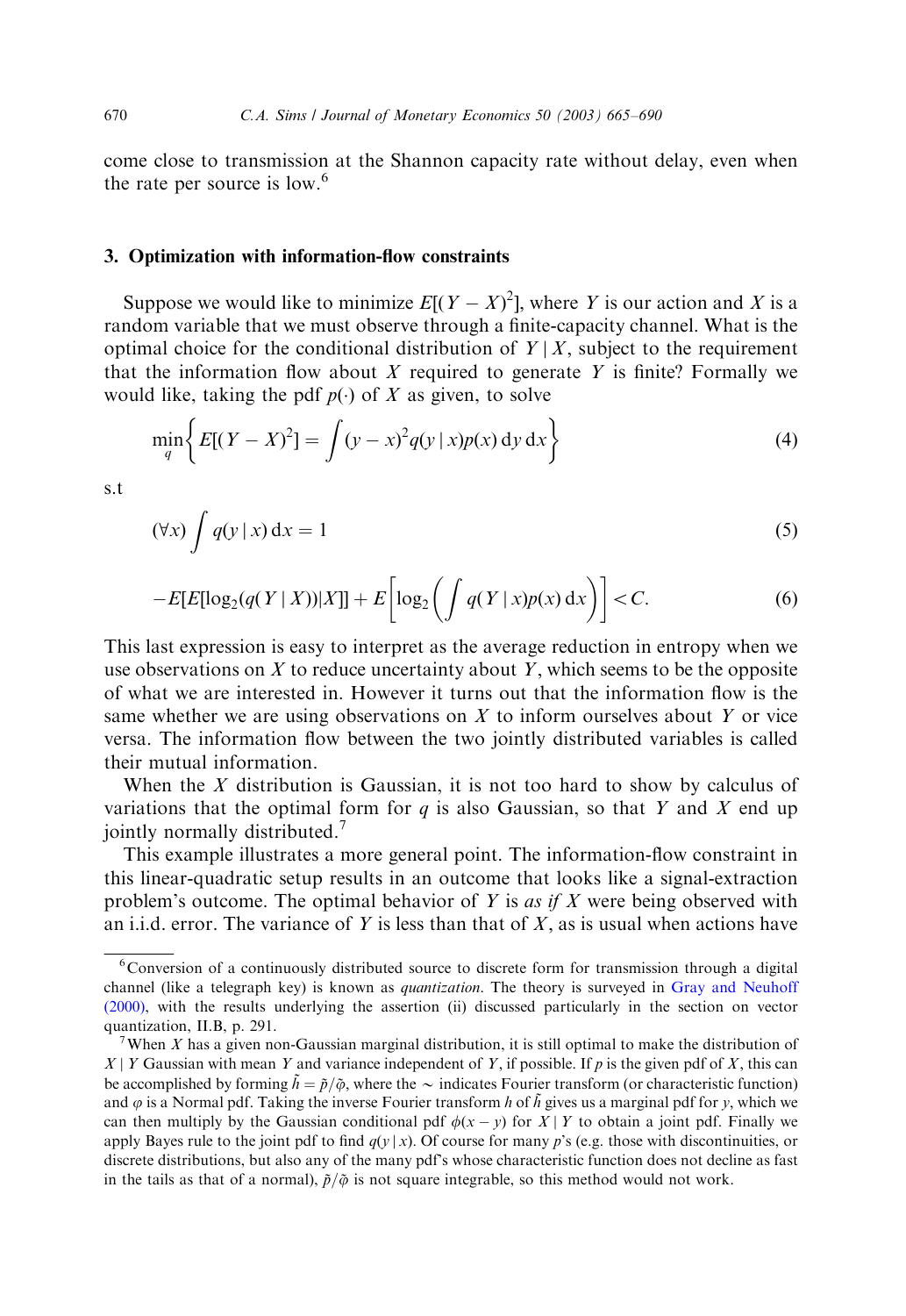come close to transmission at the Shannon capacity rate without delay, even when the rate per source is low.[6]

## 3. Optimization with information-flow constraints

Suppose we would like to minimize $E[(Y - X)^2]$, where $Y$ is our action and $X$ is a random variable that we must observe through a finite-capacity channel. What is the optimal choice for the conditional distribution of $Y \mid X$, subject to the requirement that the information flow about $X$ required to generate $Y$ is finite? Formally we would like, taking the pdf $p(\cdot)$ of $X$ as given, to solve

$$\min_q \left\{ E[(Y - X)^2] = \int (y - x)^2 q(y \mid x) p(x) \, \mathrm{d}y \, \mathrm{d}x \right\} \tag{4}$$

s.t

$$(\forall x) \int q(y \mid x) \, \mathrm{d}x = 1 \tag{5}$$

$$-E[E[\log_2(q(Y \mid X)) | X]] + E\left[\log_2\left(\int q(Y \mid x) p(x) \, \mathrm{d}x\right)\right] < C. \tag{6}$$

This last expression is easy to interpret as the average reduction in entropy when we use observations on $X$ to reduce uncertainty about $Y$, which seems to be the opposite of what we are interested in. However it turns out that the information flow is the same whether we are using observations on $X$ to inform ourselves about $Y$ or vice versa. The information flow between the two jointly distributed variables is called their mutual information.

When the $X$ distribution is Gaussian, it is not too hard to show by calculus of variations that the optimal form for $q$ is also Gaussian, so that $Y$ and $X$ end up jointly normally distributed.[7]

This example illustrates a more general point. The information-flow constraint in this linear-quadratic setup results in an outcome that looks like a signal-extraction problem's outcome. The optimal behavior of $Y$ is *as if* $X$ were being observed with an i.i.d. error. The variance of $Y$ is less than that of $X$, as is usual when actions have

---

[6] Conversion of a continuously distributed source to discrete form for transmission through a digital channel (like a telegraph key) is known as *quantization*. The theory is surveyed in Gray and Neuhoff (2000), with the results underlying the assertion (ii) discussed particularly in the section on vector quantization, II.B, p. 291.

[7] When $X$ has a given non-Gaussian marginal distribution, it is still optimal to make the distribution of $X \mid Y$ Gaussian with mean $Y$ and variance independent of $Y$, if possible. If $p$ is the given pdf of $X$, this can be accomplished by forming $\tilde{h} = \tilde{p}/\tilde{\varphi}$, where the $\sim$ indicates Fourier transform (or characteristic function) and $\varphi$ is a Normal pdf. Taking the inverse Fourier transform $h$ of $\tilde{h}$ gives us a marginal pdf for $y$, which we can then multiply by the Gaussian conditional pdf $\phi(x - y)$ for $X \mid Y$ to obtain a joint pdf. Finally we apply Bayes rule to the joint pdf to find $q(y \mid x)$. Of course for many $p$'s (e.g. those with discontinuities, or discrete distributions, but also any of the many pdf's whose characteristic function does not decline as fast in the tails as that of a normal), $\tilde{p}/\tilde{\varphi}$ is not square integrable, so this method would not work.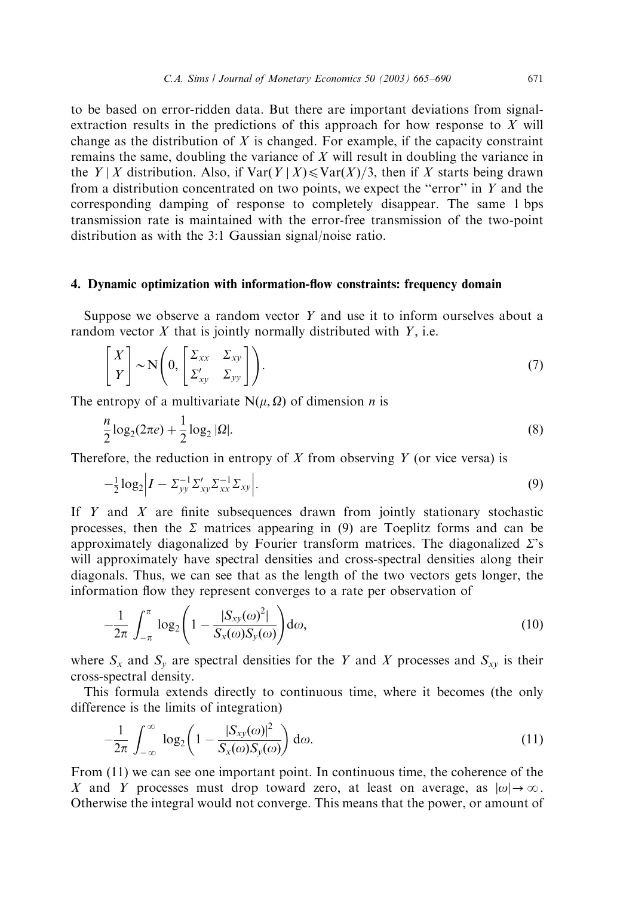to be based on error-ridden data. But there are important deviations from signal-extraction results in the predictions of this approach for how response to $X$ will change as the distribution of $X$ is changed. For example, if the capacity constraint remains the same, doubling the variance of $X$ will result in doubling the variance in the $Y \mid X$ distribution. Also, if $\mathrm{Var}(Y \mid X) \leqslant \mathrm{Var}(X)/3$, then if $X$ starts being drawn from a distribution concentrated on two points, we expect the "error" in $Y$ and the corresponding damping of response to completely disappear. The same 1 bps transmission rate is maintained with the error-free transmission of the two-point distribution as with the 3:1 Gaussian signal/noise ratio.

## 4. Dynamic optimization with information-flow constraints: frequency domain

Suppose we observe a random vector $Y$ and use it to inform ourselves about a random vector $X$ that is jointly normally distributed with $Y$, i.e.

$$\begin{bmatrix} X \\ Y \end{bmatrix} \sim \mathrm{N}\left(0, \begin{bmatrix} \Sigma_{xx} & \Sigma_{xy} \\ \Sigma'_{xy} & \Sigma_{yy} \end{bmatrix}\right). \tag{7}$$

The entropy of a multivariate $\mathrm{N}(\mu, \Omega)$ of dimension $n$ is

$$\frac{n}{2}\log_2(2\pi e) + \frac{1}{2}\log_2 |\Omega|. \tag{8}$$

Therefore, the reduction in entropy of $X$ from observing $Y$ (or vice versa) is

$$-\tfrac{1}{2}\log_2\left| I - \Sigma_{yy}^{-1}\Sigma'_{xy}\Sigma_{xx}^{-1}\Sigma_{xy}\right|. \tag{9}$$

If $Y$ and $X$ are finite subsequences drawn from jointly stationary stochastic processes, then the $\Sigma$ matrices appearing in (9) are Toeplitz forms and can be approximately diagonalized by Fourier transform matrices. The diagonalized $\Sigma$'s will approximately have spectral densities and cross-spectral densities along their diagonals. Thus, we can see that as the length of the two vectors gets longer, the information flow they represent converges to a rate per observation of

$$-\frac{1}{2\pi}\int_{-\pi}^{\pi} \log_2\left(1 - \frac{|S_{xy}(\omega)^2|}{S_x(\omega)S_y(\omega)}\right) \mathrm{d}\omega, \tag{10}$$

where $S_x$ and $S_y$ are spectral densities for the $Y$ and $X$ processes and $S_{xy}$ is their cross-spectral density.

This formula extends directly to continuous time, where it becomes (the only difference is the limits of integration)

$$-\frac{1}{2\pi}\int_{-\infty}^{\infty} \log_2\left(1 - \frac{|S_{xy}(\omega)|^2}{S_x(\omega)S_y(\omega)}\right) \mathrm{d}\omega. \tag{11}$$

From (11) we can see one important point. In continuous time, the coherence of the $X$ and $Y$ processes must drop toward zero, at least on average, as $|\omega| \to \infty$. Otherwise the integral would not converge. This means that the power, or amount of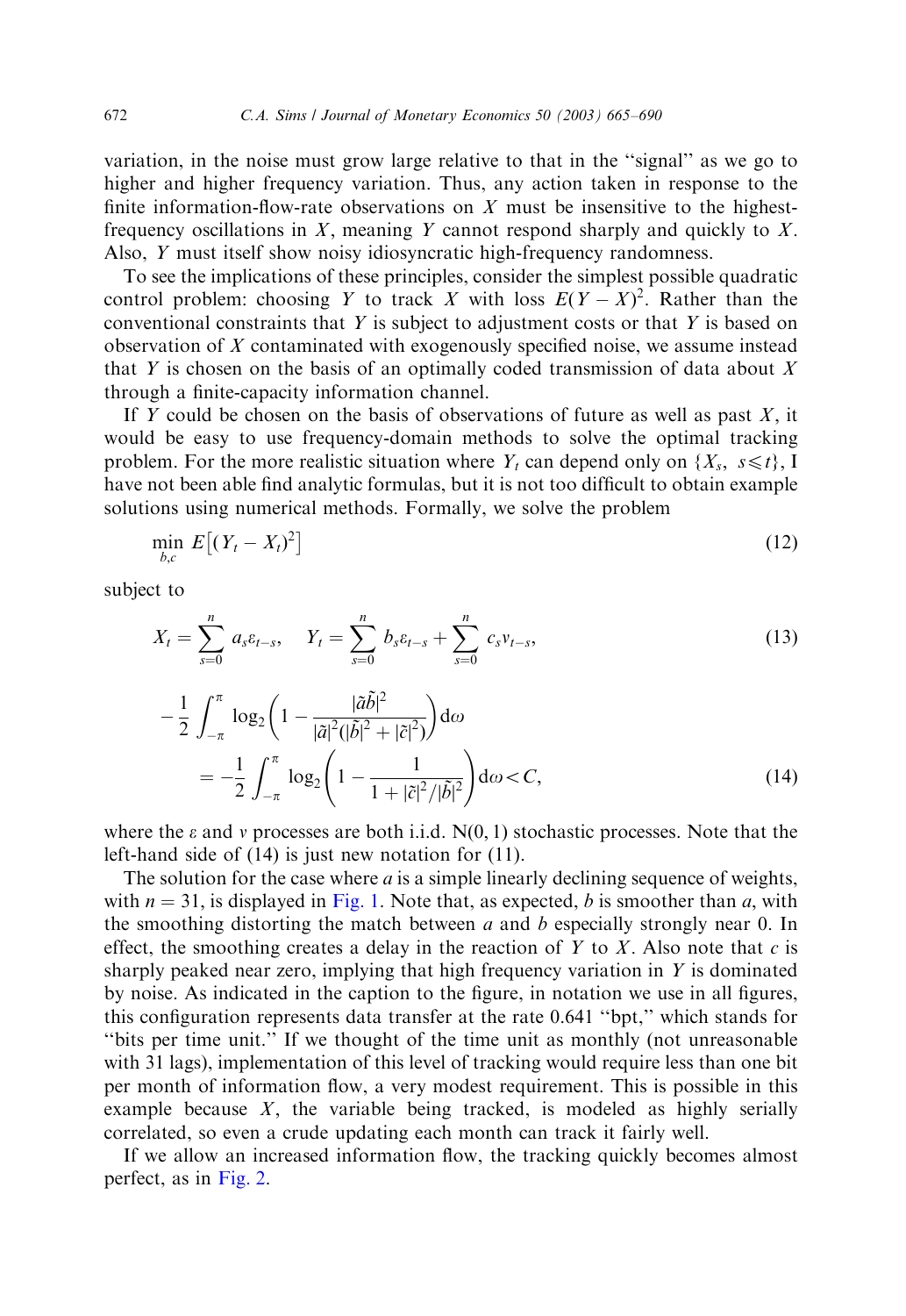variation, in the noise must grow large relative to that in the "signal" as we go to higher and higher frequency variation. Thus, any action taken in response to the finite information-flow-rate observations on $X$ must be insensitive to the highest-frequency oscillations in $X$, meaning $Y$ cannot respond sharply and quickly to $X$. Also, $Y$ must itself show noisy idiosyncratic high-frequency randomness.

To see the implications of these principles, consider the simplest possible quadratic control problem: choosing $Y$ to track $X$ with loss $E(Y-X)^2$. Rather than the conventional constraints that $Y$ is subject to adjustment costs or that $Y$ is based on observation of $X$ contaminated with exogenously specified noise, we assume instead that $Y$ is chosen on the basis of an optimally coded transmission of data about $X$ through a finite-capacity information channel.

If $Y$ could be chosen on the basis of observations of future as well as past $X$, it would be easy to use frequency-domain methods to solve the optimal tracking problem. For the more realistic situation where $Y_t$ can depend only on $\{X_s,\ s \leqslant t\}$, I have not been able find analytic formulas, but it is not too difficult to obtain example solutions using numerical methods. Formally, we solve the problem

$$\min_{b,c} E\left[(Y_t - X_t)^2\right] \tag{12}$$

subject to

$$X_t = \sum_{s=0}^{n} a_s \varepsilon_{t-s}, \quad Y_t = \sum_{s=0}^{n} b_s \varepsilon_{t-s} + \sum_{s=0}^{n} c_s v_{t-s}, \tag{13}$$

$$\begin{aligned} -\frac{1}{2}\int_{-\pi}^{\pi} &\log_2\left(1 - \frac{|\tilde{a}\tilde{b}|^2}{|\tilde{a}|^2(|\tilde{b}|^2 + |\tilde{c}|^2)}\right) \mathrm{d}\omega \\ &= -\frac{1}{2}\int_{-\pi}^{\pi} \log_2\left(1 - \frac{1}{1 + |\tilde{c}|^2/|\tilde{b}|^2}\right) \mathrm{d}\omega < C, \end{aligned} \tag{14}$$

where the $\varepsilon$ and $v$ processes are both i.i.d. N(0, 1) stochastic processes. Note that the left-hand side of (14) is just new notation for (11).

The solution for the case where $a$ is a simple linearly declining sequence of weights, with $n = 31$, is displayed in Fig. 1. Note that, as expected, $b$ is smoother than $a$, with the smoothing distorting the match between $a$ and $b$ especially strongly near 0. In effect, the smoothing creates a delay in the reaction of $Y$ to $X$. Also note that $c$ is sharply peaked near zero, implying that high frequency variation in $Y$ is dominated by noise. As indicated in the caption to the figure, in notation we use in all figures, this configuration represents data transfer at the rate 0.641 "bpt," which stands for "bits per time unit." If we thought of the time unit as monthly (not unreasonable with 31 lags), implementation of this level of tracking would require less than one bit per month of information flow, a very modest requirement. This is possible in this example because $X$, the variable being tracked, is modeled as highly serially correlated, so even a crude updating each month can track it fairly well.

If we allow an increased information flow, the tracking quickly becomes almost perfect, as in Fig. 2.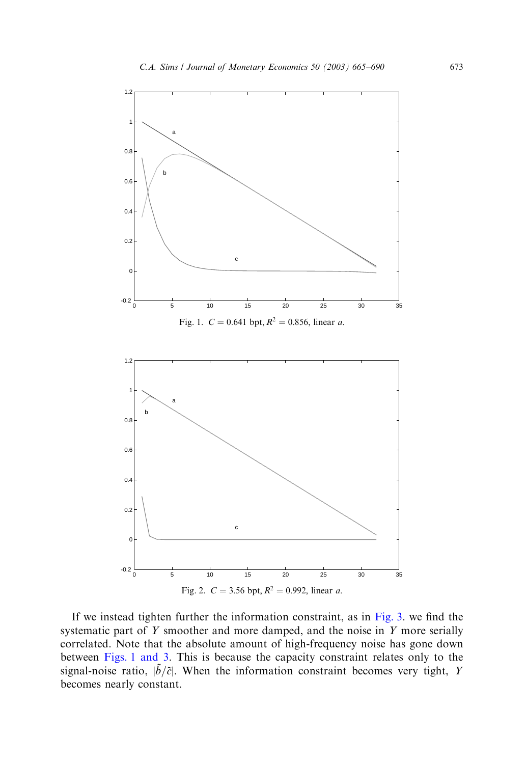Fig. 1. $C = 0.641$ bpt, $R^2 = 0.856$, linear $a$.

Fig. 2. $C = 3.56$ bpt, $R^2 = 0.992$, linear $a$.

If we instead tighten further the information constraint, as in Fig. 3. we find the systematic part of $Y$ smoother and more damped, and the noise in $Y$ more serially correlated. Note that the absolute amount of high-frequency noise has gone down between Figs. 1 and 3. This is because the capacity constraint relates only to the signal-noise ratio, $|\tilde{b}/\tilde{c}|$. When the information constraint becomes very tight, $Y$ becomes nearly constant.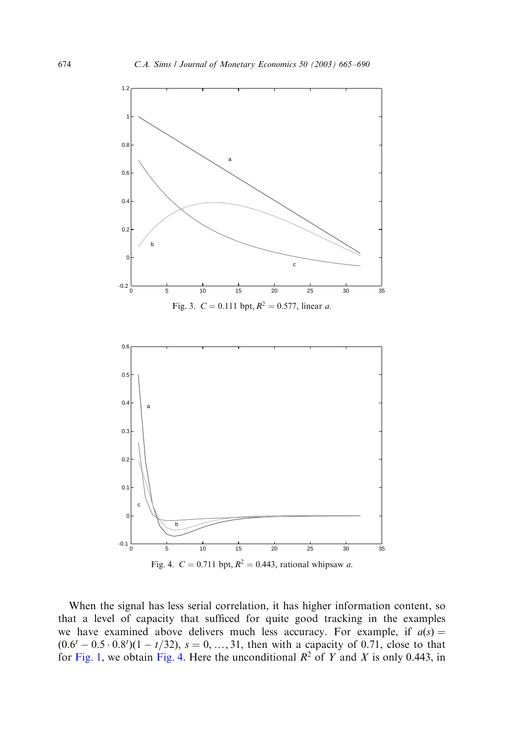Fig. 3. $C = 0.111$ bpt, $R^2 = 0.577$, linear $a$.

Fig. 4. $C = 0.711$ bpt, $R^2 = 0.443$, rational whipsaw $a$.

When the signal has less serial correlation, it has higher information content, so that a level of capacity that sufficed for quite good tracking in the examples we have examined above delivers much less accuracy. For example, if $a(s) = (0.6^t - 0.5 \cdot 0.8^t)(1 - t/32)$, $s = 0, \ldots, 31$, then with a capacity of 0.71, close to that for Fig. 1, we obtain Fig. 4. Here the unconditional $R^2$ of $Y$ and $X$ is only 0.443, in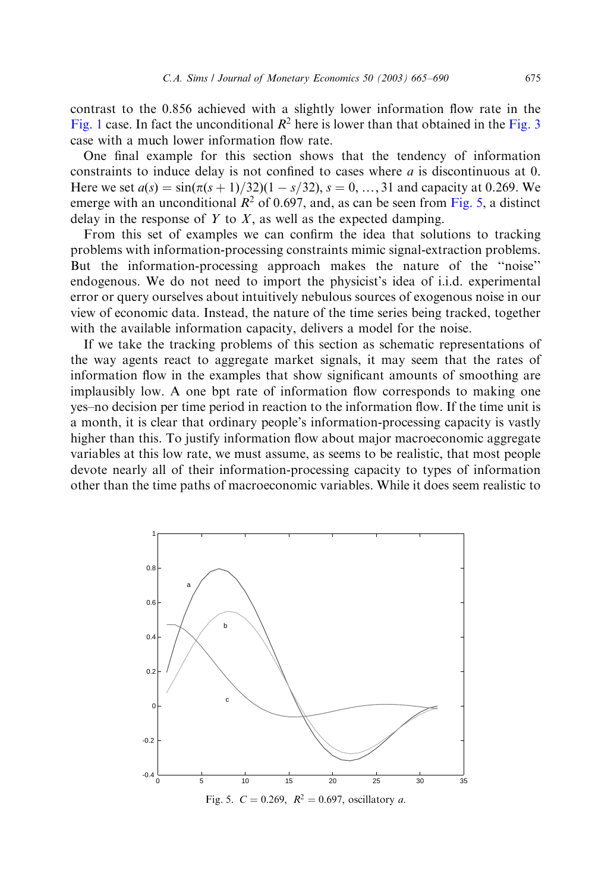contrast to the 0.856 achieved with a slightly lower information flow rate in the Fig. 1 case. In fact the unconditional $R^2$ here is lower than that obtained in the Fig. 3 case with a much lower information flow rate.

One final example for this section shows that the tendency of information constraints to induce delay is not confined to cases where $a$ is discontinuous at 0. Here we set $a(s) = \sin(\pi(s+1)/32)(1 - s/32)$, $s = 0, \ldots, 31$ and capacity at 0.269. We emerge with an unconditional $R^2$ of 0.697, and, as can be seen from Fig. 5, a distinct delay in the response of $Y$ to $X$, as well as the expected damping.

From this set of examples we can confirm the idea that solutions to tracking problems with information-processing constraints mimic signal-extraction problems. But the information-processing approach makes the nature of the "noise" endogenous. We do not need to import the physicist's idea of i.i.d. experimental error or query ourselves about intuitively nebulous sources of exogenous noise in our view of economic data. Instead, the nature of the time series being tracked, together with the available information capacity, delivers a model for the noise.

If we take the tracking problems of this section as schematic representations of the way agents react to aggregate market signals, it may seem that the rates of information flow in the examples that show significant amounts of smoothing are implausibly low. A one bpt rate of information flow corresponds to making one yes–no decision per time period in reaction to the information flow. If the time unit is a month, it is clear that ordinary people's information-processing capacity is vastly higher than this. To justify information flow about major macroeconomic aggregate variables at this low rate, we must assume, as seems to be realistic, that most people devote nearly all of their information-processing capacity to types of information other than the time paths of macroeconomic variables. While it does seem realistic to

Fig. 5. $C = 0.269$, $R^2 = 0.697$, oscillatory $a$.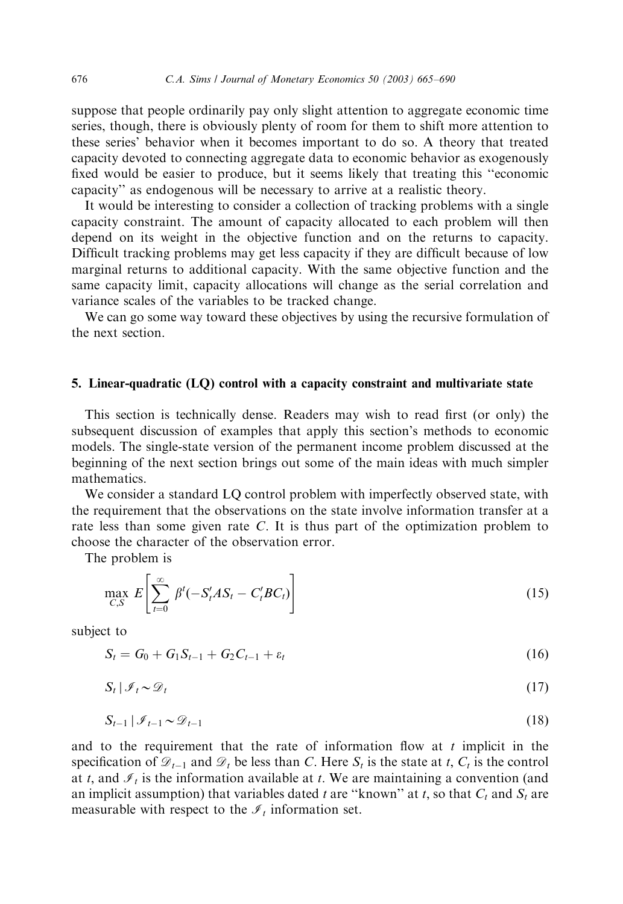suppose that people ordinarily pay only slight attention to aggregate economic time series, though, there is obviously plenty of room for them to shift more attention to these series' behavior when it becomes important to do so. A theory that treated capacity devoted to connecting aggregate data to economic behavior as exogenously fixed would be easier to produce, but it seems likely that treating this "economic capacity" as endogenous will be necessary to arrive at a realistic theory.

It would be interesting to consider a collection of tracking problems with a single capacity constraint. The amount of capacity allocated to each problem will then depend on its weight in the objective function and on the returns to capacity. Difficult tracking problems may get less capacity if they are difficult because of low marginal returns to additional capacity. With the same objective function and the same capacity limit, capacity allocations will change as the serial correlation and variance scales of the variables to be tracked change.

We can go some way toward these objectives by using the recursive formulation of the next section.

## 5. Linear-quadratic (LQ) control with a capacity constraint and multivariate state

This section is technically dense. Readers may wish to read first (or only) the subsequent discussion of examples that apply this section's methods to economic models. The single-state version of the permanent income problem discussed at the beginning of the next section brings out some of the main ideas with much simpler mathematics.

We consider a standard LQ control problem with imperfectly observed state, with the requirement that the observations on the state involve information transfer at a rate less than some given rate $C$. It is thus part of the optimization problem to choose the character of the observation error.

The problem is

$$\max_{C,S} E\left[\sum_{t=0}^{\infty} \beta^t(-S_t'AS_t - C_t'BC_t)\right] \tag{15}$$

subject to

$$S_t = G_0 + G_1 S_{t-1} + G_2 C_{t-1} + \varepsilon_t \tag{16}$$

$$S_t \mid \mathscr{I}_t \sim \mathscr{D}_t \tag{17}$$

$$S_{t-1} \mid \mathscr{I}_{t-1} \sim \mathscr{D}_{t-1} \tag{18}$$

and to the requirement that the rate of information flow at $t$ implicit in the specification of $\mathscr{D}_{t-1}$ and $\mathscr{D}_t$ be less than $C$. Here $S_t$ is the state at $t$, $C_t$ is the control at $t$, and $\mathscr{I}_t$ is the information available at $t$. We are maintaining a convention (and an implicit assumption) that variables dated $t$ are "known" at $t$, so that $C_t$ and $S_t$ are measurable with respect to the $\mathscr{I}_t$ information set.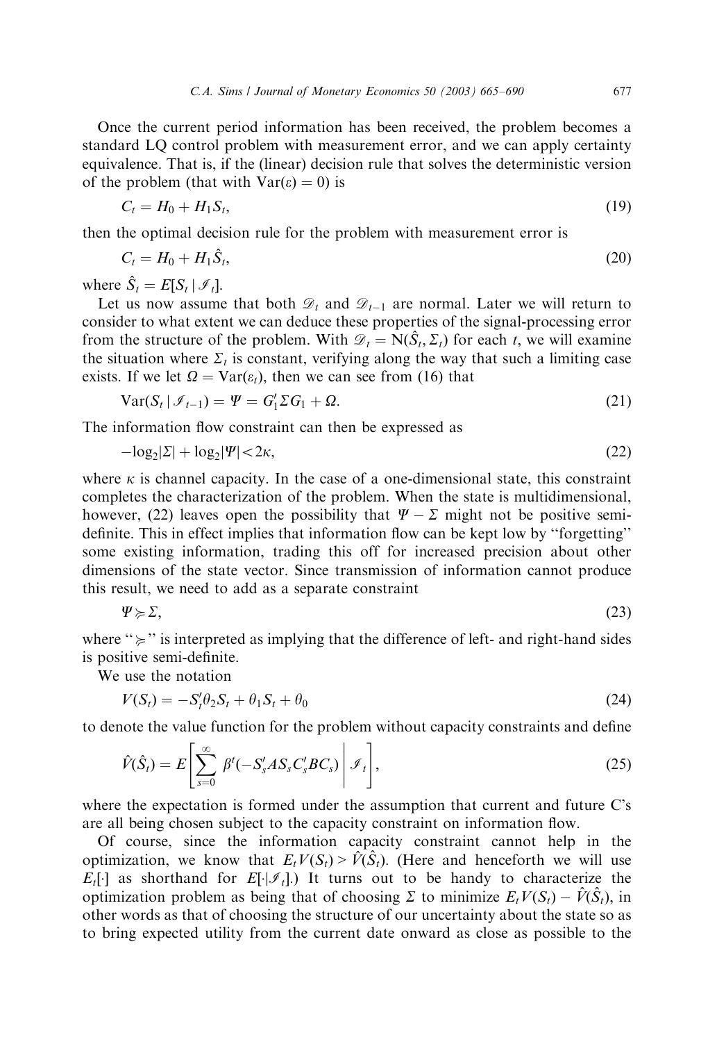Once the current period information has been received, the problem becomes a standard LQ control problem with measurement error, and we can apply certainty equivalence. That is, if the (linear) decision rule that solves the deterministic version of the problem (that with $\mathrm{Var}(\varepsilon) = 0$) is

$$C_t = H_0 + H_1 S_t, \tag{19}$$

then the optimal decision rule for the problem with measurement error is

$$C_t = H_0 + H_1 \hat{S}_t, \tag{20}$$

where $\hat{S}_t = E[S_t \mid \mathscr{I}_t]$.

Let us now assume that both $\mathscr{D}_t$ and $\mathscr{D}_{t-1}$ are normal. Later we will return to consider to what extent we can deduce these properties of the signal-processing error from the structure of the problem. With $\mathscr{D}_t = \mathrm{N}(\hat{S}_t, \Sigma_t)$ for each $t$, we will examine the situation where $\Sigma_t$ is constant, verifying along the way that such a limiting case exists. If we let $\Omega = \mathrm{Var}(\varepsilon_t)$, then we can see from (16) that

$$\mathrm{Var}(S_t \mid \mathscr{I}_{t-1}) = \Psi = G_1' \Sigma G_1 + \Omega. \tag{21}$$

The information flow constraint can then be expressed as

$$-\log_2|\Sigma| + \log_2|\Psi| < 2\kappa, \tag{22}$$

where $\kappa$ is channel capacity. In the case of a one-dimensional state, this constraint completes the characterization of the problem. When the state is multidimensional, however, (22) leaves open the possibility that $\Psi - \Sigma$ might not be positive semi-definite. This in effect implies that information flow can be kept low by "forgetting" some existing information, trading this off for increased precision about other dimensions of the state vector. Since transmission of information cannot produce this result, we need to add as a separate constraint

$$\Psi \succcurlyeq \Sigma, \tag{23}$$

where "$\succcurlyeq$" is interpreted as implying that the difference of left- and right-hand sides is positive semi-definite.

We use the notation

$$V(S_t) = -S_t' \theta_2 S_t + \theta_1 S_t + \theta_0 \tag{24}$$

to denote the value function for the problem without capacity constraints and define

$$\hat{V}(\hat{S}_t) = E\left[\sum_{s=0}^{\infty} \beta^t (-S_s' A S_s C_s' B C_s) \,\middle|\, \mathscr{I}_t\right], \tag{25}$$

where the expectation is formed under the assumption that current and future C's are all being chosen subject to the capacity constraint on information flow.

Of course, since the information capacity constraint cannot help in the optimization, we know that $E_t V(S_t) > \hat{V}(\hat{S}_t)$. (Here and henceforth we will use $E_t[\cdot]$ as shorthand for $E[\cdot|\mathscr{I}_t]$.) It turns out to be handy to characterize the optimization problem as being that of choosing $\Sigma$ to minimize $E_t V(S_t) - \hat{V}(\hat{S}_t)$, in other words as that of choosing the structure of our uncertainty about the state so as to bring expected utility from the current date onward as close as possible to the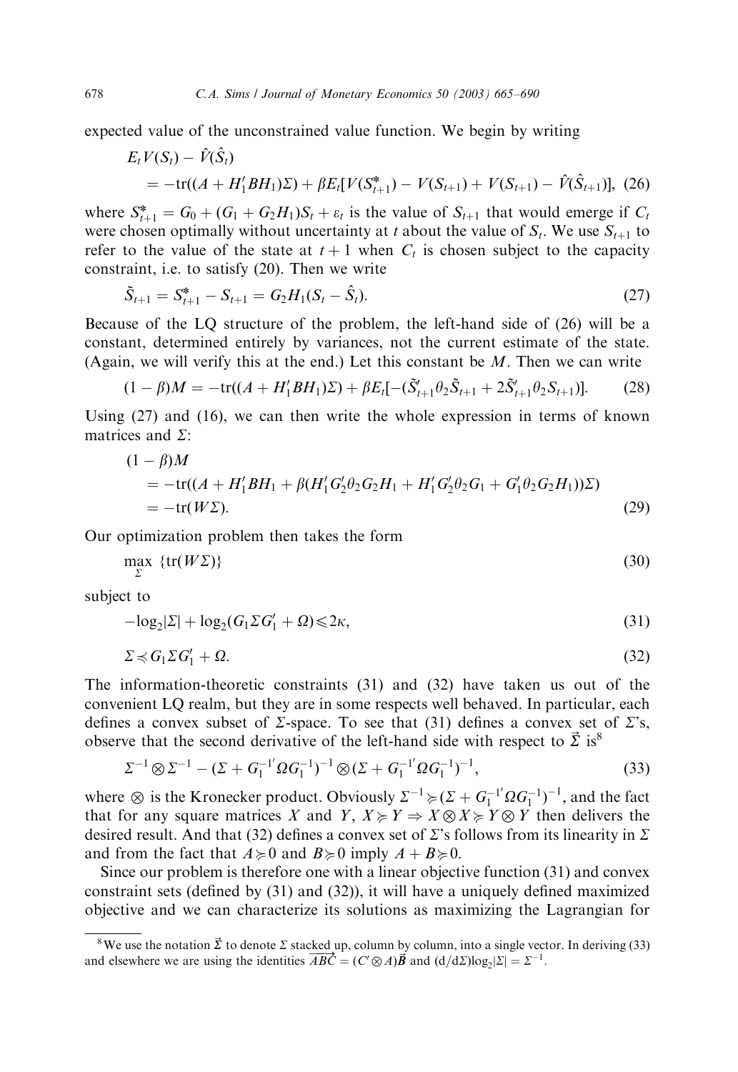expected value of the unconstrained value function. We begin by writing

$$
\begin{aligned}
&E_t V(S_t) - \hat{V}(\hat{S}_t) \\
&= -\operatorname{tr}((A + H_1' B H_1)\Sigma) + \beta E_t[V(S_{t+1}^*) - V(S_{t+1}) + V(S_{t+1}) - \hat{V}(\hat{S}_{t+1})], \quad (26)
\end{aligned}
$$

where $S_{t+1}^* = G_0 + (G_1 + G_2 H_1)S_t + \varepsilon_t$ is the value of $S_{t+1}$ that would emerge if $C_t$ were chosen optimally without uncertainty at $t$ about the value of $S_t$. We use $S_{t+1}$ to refer to the value of the state at $t+1$ when $C_t$ is chosen subject to the capacity constraint, i.e. to satisfy (20). Then we write

$$
\tilde{S}_{t+1} = S_{t+1}^* - S_{t+1} = G_2 H_1 (S_t - \hat{S}_t). \tag{27}
$$

Because of the LQ structure of the problem, the left-hand side of (26) will be a constant, determined entirely by variances, not the current estimate of the state. (Again, we will verify this at the end.) Let this constant be $M$. Then we can write

$$
(1-\beta)M = -\operatorname{tr}((A + H_1' B H_1)\Sigma) + \beta E_t[-(\tilde{S}_{t+1}' \theta_2 \tilde{S}_{t+1} + 2\tilde{S}_{t+1}' \theta_2 S_{t+1})]. \tag{28}
$$

Using (27) and (16), we can then write the whole expression in terms of known matrices and $\Sigma$:

$$
\begin{aligned}
&(1-\beta)M \\
&= -\operatorname{tr}((A + H_1' B H_1 + \beta(H_1' G_2' \theta_2 G_2 H_1 + H_1' G_2' \theta_2 G_1 + G_1' \theta_2 G_2 H_1))\Sigma) \\
&= -\operatorname{tr}(W\Sigma). \qquad (29)
\end{aligned}
$$

Our optimization problem then takes the form

$$
\max_{\Sigma} \; \{\operatorname{tr}(W\Sigma)\} \tag{30}
$$

subject to

$$
-\log_2|\Sigma| + \log_2(G_1 \Sigma G_1' + \Omega) \leqslant 2\kappa, \tag{31}
$$

$$
\Sigma \preccurlyeq G_1 \Sigma G_1' + \Omega. \tag{32}
$$

The information-theoretic constraints (31) and (32) have taken us out of the convenient LQ realm, but they are in some respects well behaved. In particular, each defines a convex subset of $\Sigma$-space. To see that (31) defines a convex set of $\Sigma$'s, observe that the second derivative of the left-hand side with respect to $\vec{\Sigma}$ is[8]

$$
\Sigma^{-1} \otimes \Sigma^{-1} - (\Sigma + G_1^{-1'} \Omega G_1^{-1})^{-1} \otimes (\Sigma + G_1^{-1'} \Omega G_1^{-1})^{-1}, \tag{33}
$$

where $\otimes$ is the Kronecker product. Obviously $\Sigma^{-1} \succcurlyeq (\Sigma + G_1^{-1'} \Omega G_1^{-1})^{-1}$, and the fact that for any square matrices $X$ and $Y$, $X \succcurlyeq Y \Rightarrow X \otimes X \succcurlyeq Y \otimes Y$ then delivers the desired result. And that (32) defines a convex set of $\Sigma$'s follows from its linearity in $\Sigma$ and from the fact that $A \succcurlyeq 0$ and $B \succcurlyeq 0$ imply $A + B \succcurlyeq 0$.

Since our problem is therefore one with a linear objective function (31) and convex constraint sets (defined by (31) and (32)), it will have a uniquely defined maximized objective and we can characterize its solutions as maximizing the Lagrangian for

---

[8] We use the notation $\vec{\Sigma}$ to denote $\Sigma$ stacked up, column by column, into a single vector. In deriving (33) and elsewhere we are using the identities $\overrightarrow{ABC} = (C' \otimes A)\vec{B}$ and $(\mathrm{d}/\mathrm{d}\Sigma)\log_2|\Sigma| = \Sigma^{-1}$.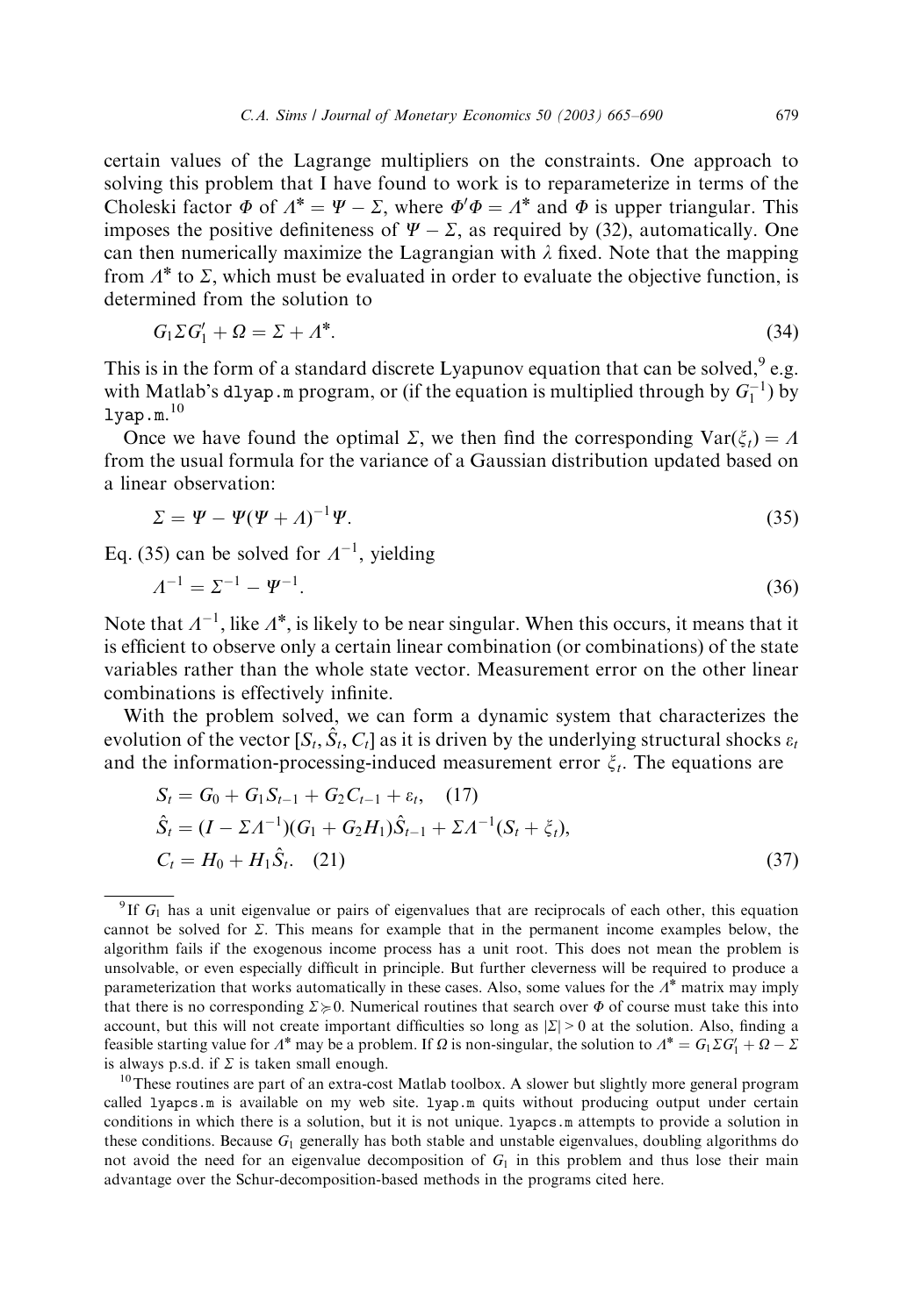certain values of the Lagrange multipliers on the constraints. One approach to solving this problem that I have found to work is to reparameterize in terms of the Choleski factor $\Phi$ of $\Lambda^* = \Psi - \Sigma$, where $\Phi'\Phi = \Lambda^*$ and $\Phi$ is upper triangular. This imposes the positive definiteness of $\Psi - \Sigma$, as required by (32), automatically. One can then numerically maximize the Lagrangian with $\lambda$ fixed. Note that the mapping from $\Lambda^*$ to $\Sigma$, which must be evaluated in order to evaluate the objective function, is determined from the solution to

$$G_1 \Sigma G_1' + \Omega = \Sigma + \Lambda^*. \tag{34}$$

This is in the form of a standard discrete Lyapunov equation that can be solved,[9] e.g. with Matlab's `dlyap.m` program, or (if the equation is multiplied through by $G_1^{-1}$) by `lyap.m`.[10]

Once we have found the optimal $\Sigma$, we then find the corresponding $\mathrm{Var}(\xi_t) = \Lambda$ from the usual formula for the variance of a Gaussian distribution updated based on a linear observation:

$$\Sigma = \Psi - \Psi(\Psi + \Lambda)^{-1}\Psi. \tag{35}$$

Eq. (35) can be solved for $\Lambda^{-1}$, yielding

$$\Lambda^{-1} = \Sigma^{-1} - \Psi^{-1}. \tag{36}$$

Note that $\Lambda^{-1}$, like $\Lambda^*$, is likely to be near singular. When this occurs, it means that it is efficient to observe only a certain linear combination (or combinations) of the state variables rather than the whole state vector. Measurement error on the other linear combinations is effectively infinite.

With the problem solved, we can form a dynamic system that characterizes the evolution of the vector $[S_t, \hat{S}_t, C_t]$ as it is driven by the underlying structural shocks $\varepsilon_t$ and the information-processing-induced measurement error $\xi_t$. The equations are

$$\begin{aligned}
S_t &= G_0 + G_1 S_{t-1} + G_2 C_{t-1} + \varepsilon_t, \quad (17) \\
\hat{S}_t &= (I - \Sigma\Lambda^{-1})(G_1 + G_2 H_1)\hat{S}_{t-1} + \Sigma\Lambda^{-1}(S_t + \xi_t), \\
C_t &= H_0 + H_1 \hat{S}_t. \quad (21)
\end{aligned} \tag{37}$$

---

[9] If $G_1$ has a unit eigenvalue or pairs of eigenvalues that are reciprocals of each other, this equation cannot be solved for $\Sigma$. This means for example that in the permanent income examples below, the algorithm fails if the exogenous income process has a unit root. This does not mean the problem is unsolvable, or even especially difficult in principle. But further cleverness will be required to produce a parameterization that works automatically in these cases. Also, some values for the $\Lambda^*$ matrix may imply that there is no corresponding $\Sigma \succcurlyeq 0$. Numerical routines that search over $\Phi$ of course must take this into account, but this will not create important difficulties so long as $|\Sigma| > 0$ at the solution. Also, finding a feasible starting value for $\Lambda^*$ may be a problem. If $\Omega$ is non-singular, the solution to $\Lambda^* = G_1 \Sigma G_1' + \Omega - \Sigma$ is always p.s.d. if $\Sigma$ is taken small enough.

[10] These routines are part of an extra-cost Matlab toolbox. A slower but slightly more general program called `lyapcs.m` is available on my web site. `lyap.m` quits without producing output under certain conditions in which there is a solution, but it is not unique. `lyapcs.m` attempts to provide a solution in these conditions. Because $G_1$ generally has both stable and unstable eigenvalues, doubling algorithms do not avoid the need for an eigenvalue decomposition of $G_1$ in this problem and thus lose their main advantage over the Schur-decomposition-based methods in the programs cited here.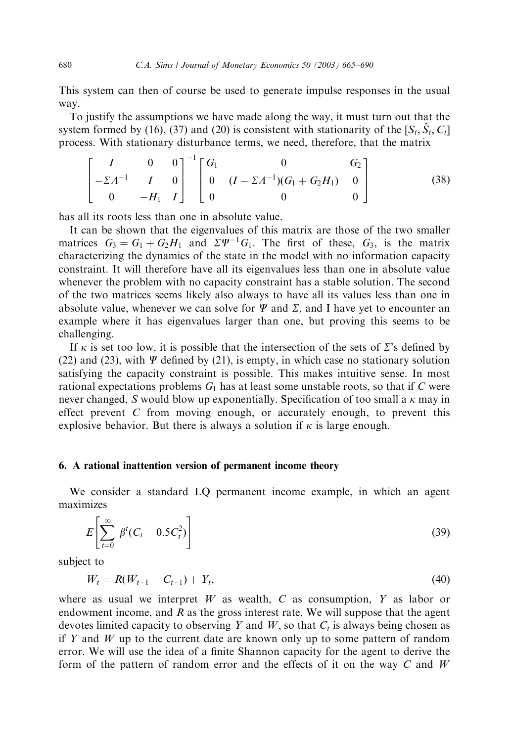This system can then of course be used to generate impulse responses in the usual way.

To justify the assumptions we have made along the way, it must turn out that the system formed by (16), (37) and (20) is consistent with stationarity of the $[S_t, \hat{S}_t, C_t]$ process. With stationary disturbance terms, we need, therefore, that the matrix

$$\begin{bmatrix} I & 0 & 0 \\ -\Sigma\Lambda^{-1} & I & 0 \\ 0 & -H_1 & I \end{bmatrix}^{-1} \begin{bmatrix} G_1 & 0 & G_2 \\ 0 & (I - \Sigma\Lambda^{-1})(G_1 + G_2 H_1) & 0 \\ 0 & 0 & 0 \end{bmatrix} \tag{38}$$

has all its roots less than one in absolute value.

It can be shown that the eigenvalues of this matrix are those of the two smaller matrices $G_3 = G_1 + G_2 H_1$ and $\Sigma\Psi^{-1}G_1$. The first of these, $G_3$, is the matrix characterizing the dynamics of the state in the model with no information capacity constraint. It will therefore have all its eigenvalues less than one in absolute value whenever the problem with no capacity constraint has a stable solution. The second of the two matrices seems likely also always to have all its values less than one in absolute value, whenever we can solve for $\Psi$ and $\Sigma$, and I have yet to encounter an example where it has eigenvalues larger than one, but proving this seems to be challenging.

If $\kappa$ is set too low, it is possible that the intersection of the sets of $\Sigma$'s defined by (22) and (23), with $\Psi$ defined by (21), is empty, in which case no stationary solution satisfying the capacity constraint is possible. This makes intuitive sense. In most rational expectations problems $G_1$ has at least some unstable roots, so that if $C$ were never changed, $S$ would blow up exponentially. Specification of too small a $\kappa$ may in effect prevent $C$ from moving enough, or accurately enough, to prevent this explosive behavior. But there is always a solution if $\kappa$ is large enough.

## 6. A rational inattention version of permanent income theory

We consider a standard LQ permanent income example, in which an agent maximizes

$$E\left[\sum_{t=0}^{\infty} \beta^t (C_t - 0.5C_t^2)\right] \tag{39}$$

subject to

$$W_t = R(W_{t-1} - C_{t-1}) + Y_t, \tag{40}$$

where as usual we interpret $W$ as wealth, $C$ as consumption, $Y$ as labor or endowment income, and $R$ as the gross interest rate. We will suppose that the agent devotes limited capacity to observing $Y$ and $W$, so that $C_t$ is always being chosen as if $Y$ and $W$ up to the current date are known only up to some pattern of random error. We will use the idea of a finite Shannon capacity for the agent to derive the form of the pattern of random error and the effects of it on the way $C$ and $W$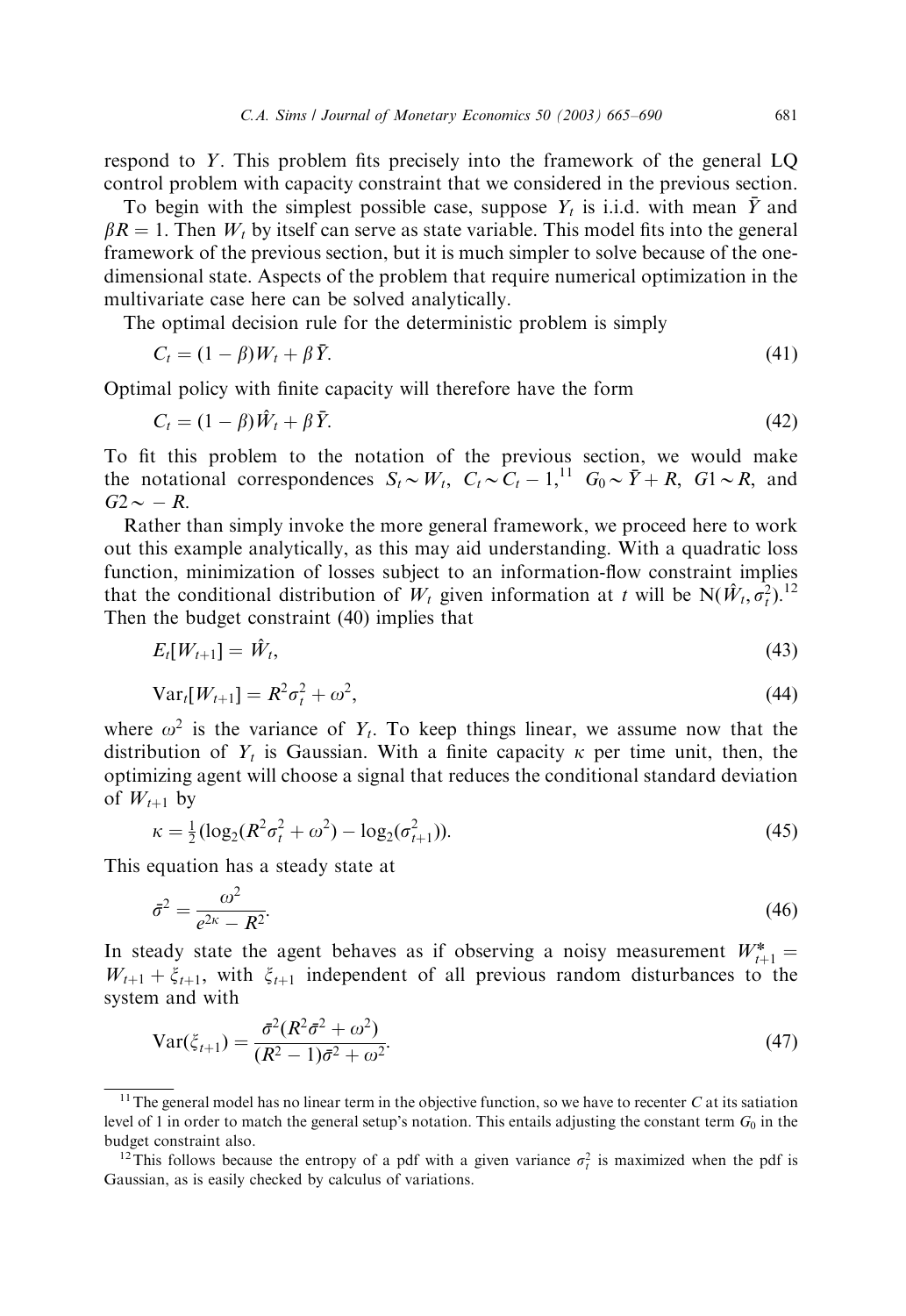respond to $Y$. This problem fits precisely into the framework of the general LQ control problem with capacity constraint that we considered in the previous section.

To begin with the simplest possible case, suppose $Y_t$ is i.i.d. with mean $\bar{Y}$ and $\beta R = 1$. Then $W_t$ by itself can serve as state variable. This model fits into the general framework of the previous section, but it is much simpler to solve because of the one-dimensional state. Aspects of the problem that require numerical optimization in the multivariate case here can be solved analytically.

The optimal decision rule for the deterministic problem is simply

$$C_t = (1 - \beta)W_t + \beta \bar{Y}. \tag{41}$$

Optimal policy with finite capacity will therefore have the form

$$C_t = (1 - \beta)\hat{W}_t + \beta \bar{Y}. \tag{42}$$

To fit this problem to the notation of the previous section, we would make the notational correspondences $S_t \sim W_t$, $C_t \sim C_t - 1$,[11] $G_0 \sim \bar{Y} + R$, $G1 \sim R$, and $G2 \sim -R$.

Rather than simply invoke the more general framework, we proceed here to work out this example analytically, as this may aid understanding. With a quadratic loss function, minimization of losses subject to an information-flow constraint implies that the conditional distribution of $W_t$ given information at $t$ will be $\mathrm{N}(\hat{W}_t, \sigma_t^2)$.[12] Then the budget constraint (40) implies that

$$E_t[W_{t+1}] = \hat{W}_t, \tag{43}$$

$$\mathrm{Var}_t[W_{t+1}] = R^2\sigma_t^2 + \omega^2, \tag{44}$$

where $\omega^2$ is the variance of $Y_t$. To keep things linear, we assume now that the distribution of $Y_t$ is Gaussian. With a finite capacity $\kappa$ per time unit, then, the optimizing agent will choose a signal that reduces the conditional standard deviation of $W_{t+1}$ by

$$\kappa = \tfrac{1}{2}(\log_2(R^2\sigma_t^2 + \omega^2) - \log_2(\sigma_{t+1}^2)). \tag{45}$$

This equation has a steady state at

$$\bar{\sigma}^2 = \frac{\omega^2}{e^{2\kappa} - R^2}. \tag{46}$$

In steady state the agent behaves as if observing a noisy measurement $W_{t+1}^* = W_{t+1} + \xi_{t+1}$, with $\xi_{t+1}$ independent of all previous random disturbances to the system and with

$$\mathrm{Var}(\xi_{t+1}) = \frac{\bar{\sigma}^2(R^2\bar{\sigma}^2 + \omega^2)}{(R^2 - 1)\bar{\sigma}^2 + \omega^2}. \tag{47}$$

---

[11] The general model has no linear term in the objective function, so we have to recenter $C$ at its satiation level of 1 in order to match the general setup's notation. This entails adjusting the constant term $G_0$ in the budget constraint also.

[12] This follows because the entropy of a pdf with a given variance $\sigma_t^2$ is maximized when the pdf is Gaussian, as is easily checked by calculus of variations.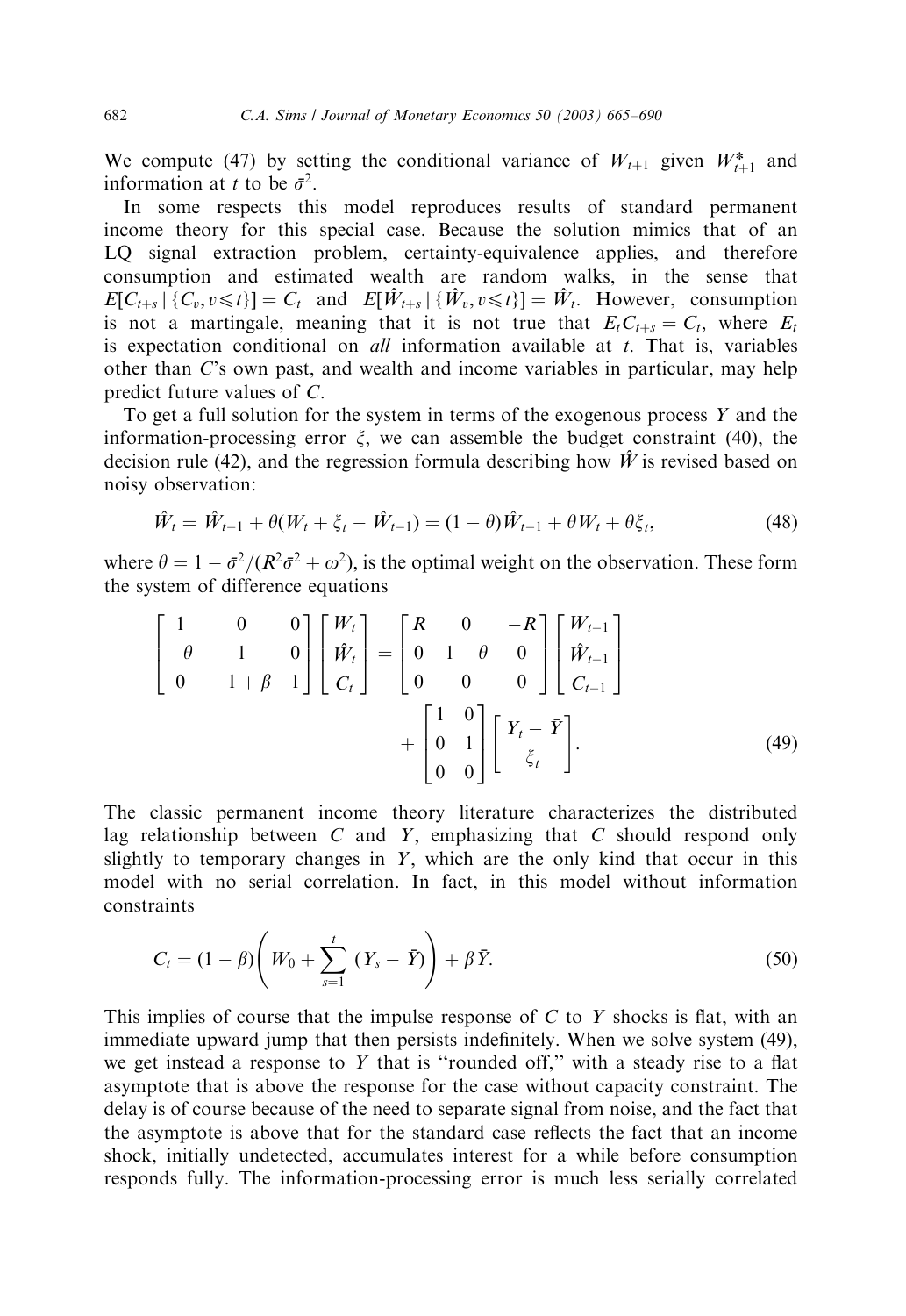We compute (47) by setting the conditional variance of $W_{t+1}$ given $W^*_{t+1}$ and information at $t$ to be $\bar{\sigma}^2$.

In some respects this model reproduces results of standard permanent income theory for this special case. Because the solution mimics that of an LQ signal extraction problem, certainty-equivalence applies, and therefore consumption and estimated wealth are random walks, in the sense that $E[C_{t+s} \mid \{C_v, v \leqslant t\}] = C_t$ and $E[\hat{W}_{t+s} \mid \{\hat{W}_v, v \leqslant t\}] = \hat{W}_t$. However, consumption is not a martingale, meaning that it is not true that $E_t C_{t+s} = C_t$, where $E_t$ is expectation conditional on *all* information available at $t$. That is, variables other than $C$'s own past, and wealth and income variables in particular, may help predict future values of $C$.

To get a full solution for the system in terms of the exogenous process $Y$ and the information-processing error $\xi$, we can assemble the budget constraint (40), the decision rule (42), and the regression formula describing how $\hat{W}$ is revised based on noisy observation:

$$\hat{W}_t = \hat{W}_{t-1} + \theta(W_t + \xi_t - \hat{W}_{t-1}) = (1-\theta)\hat{W}_{t-1} + \theta W_t + \theta \xi_t, \tag{48}$$

where $\theta = 1 - \bar{\sigma}^2/(R^2\bar{\sigma}^2 + \omega^2)$, is the optimal weight on the observation. These form the system of difference equations

$$\begin{bmatrix} 1 & 0 & 0 \\ -\theta & 1 & 0 \\ 0 & -1+\beta & 1 \end{bmatrix} \begin{bmatrix} W_t \\ \hat{W}_t \\ C_t \end{bmatrix} = \begin{bmatrix} R & 0 & -R \\ 0 & 1-\theta & 0 \\ 0 & 0 & 0 \end{bmatrix} \begin{bmatrix} W_{t-1} \\ \hat{W}_{t-1} \\ C_{t-1} \end{bmatrix} + \begin{bmatrix} 1 & 0 \\ 0 & 1 \\ 0 & 0 \end{bmatrix} \begin{bmatrix} Y_t - \bar{Y} \\ \xi_t \end{bmatrix}. \tag{49}$$

The classic permanent income theory literature characterizes the distributed lag relationship between $C$ and $Y$, emphasizing that $C$ should respond only slightly to temporary changes in $Y$, which are the only kind that occur in this model with no serial correlation. In fact, in this model without information constraints

$$C_t = (1-\beta)\left(W_0 + \sum_{s=1}^{t} (Y_s - \bar{Y})\right) + \beta \bar{Y}. \tag{50}$$

This implies of course that the impulse response of $C$ to $Y$ shocks is flat, with an immediate upward jump that then persists indefinitely. When we solve system (49), we get instead a response to $Y$ that is "rounded off," with a steady rise to a flat asymptote that is above the response for the case without capacity constraint. The delay is of course because of the need to separate signal from noise, and the fact that the asymptote is above that for the standard case reflects the fact that an income shock, initially undetected, accumulates interest for a while before consumption responds fully. The information-processing error is much less serially correlated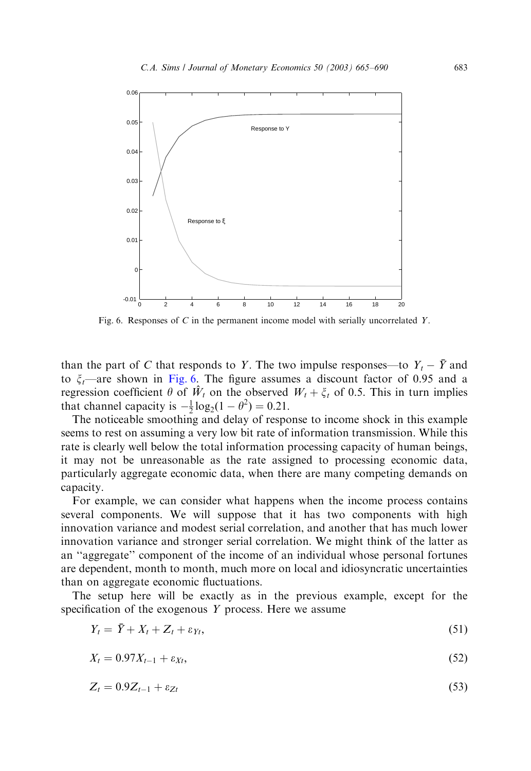Fig. 6. Responses of $C$ in the permanent income model with serially uncorrelated $Y$.

than the part of $C$ that responds to $Y$. The two impulse responses—to $Y_t - \bar{Y}$ and to $\xi_t$—are shown in Fig. 6. The figure assumes a discount factor of 0.95 and a regression coefficient $\theta$ of $\hat{W}_t$ on the observed $W_t + \xi_t$ of 0.5. This in turn implies that channel capacity is $-\frac{1}{2}\log_2(1-\theta^2) = 0.21$.

The noticeable smoothing and delay of response to income shock in this example seems to rest on assuming a very low bit rate of information transmission. While this rate is clearly well below the total information processing capacity of human beings, it may not be unreasonable as the rate assigned to processing economic data, particularly aggregate economic data, when there are many competing demands on capacity.

For example, we can consider what happens when the income process contains several components. We will suppose that it has two components with high innovation variance and modest serial correlation, and another that has much lower innovation variance and stronger serial correlation. We might think of the latter as an "aggregate" component of the income of an individual whose personal fortunes are dependent, month to month, much more on local and idiosyncratic uncertainties than on aggregate economic fluctuations.

The setup here will be exactly as in the previous example, except for the specification of the exogenous $Y$ process. Here we assume

$$Y_t = \bar{Y} + X_t + Z_t + \varepsilon_{Yt}, \tag{51}$$

$$X_t = 0.97X_{t-1} + \varepsilon_{Xt}, \tag{52}$$

$$Z_t = 0.9Z_{t-1} + \varepsilon_{Zt} \tag{53}$$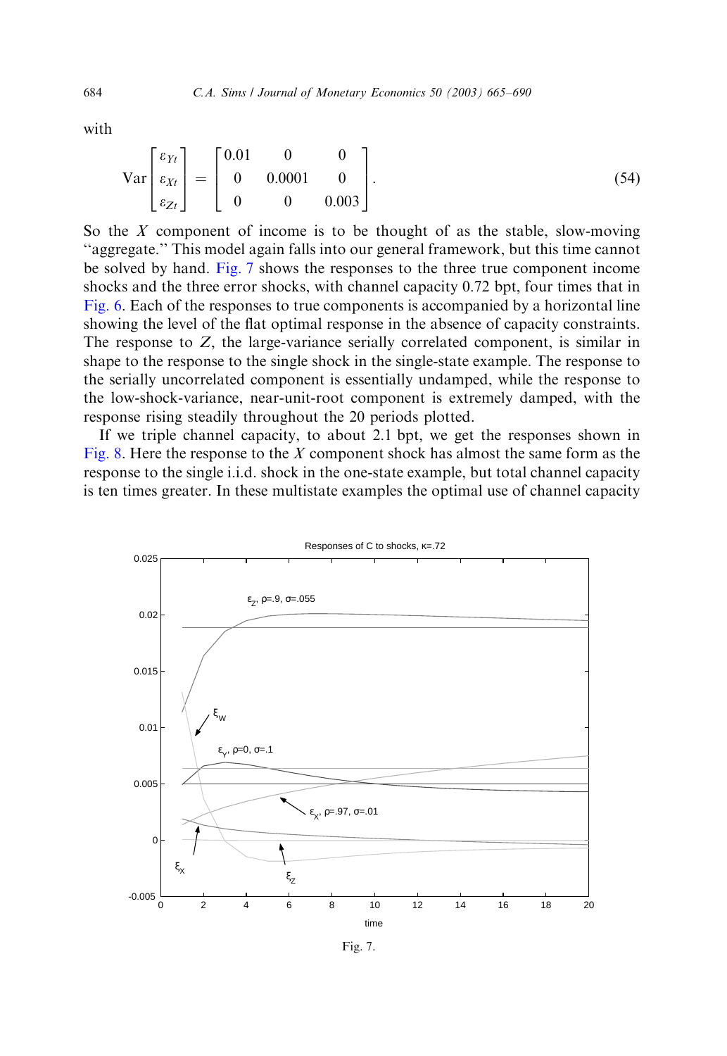with

$$\text{Var}\begin{bmatrix} \varepsilon_{Yt} \\ \varepsilon_{Xt} \\ \varepsilon_{Zt} \end{bmatrix} = \begin{bmatrix} 0.01 & 0 & 0 \\ 0 & 0.0001 & 0 \\ 0 & 0 & 0.003 \end{bmatrix}. \tag{54}$$

So the $X$ component of income is to be thought of as the stable, slow-moving "aggregate." This model again falls into our general framework, but this time cannot be solved by hand. Fig. 7 shows the responses to the three true component income shocks and the three error shocks, with channel capacity 0.72 bpt, four times that in Fig. 6. Each of the responses to true components is accompanied by a horizontal line showing the level of the flat optimal response in the absence of capacity constraints. The response to $Z$, the large-variance serially correlated component, is similar in shape to the response to the single shock in the single-state example. The response to the serially uncorrelated component is essentially undamped, while the response to the low-shock-variance, near-unit-root component is extremely damped, with the response rising steadily throughout the 20 periods plotted.

If we triple channel capacity, to about 2.1 bpt, we get the responses shown in Fig. 8. Here the response to the $X$ component shock has almost the same form as the response to the single i.i.d. shock in the one-state example, but total channel capacity is ten times greater. In these multistate examples the optimal use of channel capacity

Fig. 7.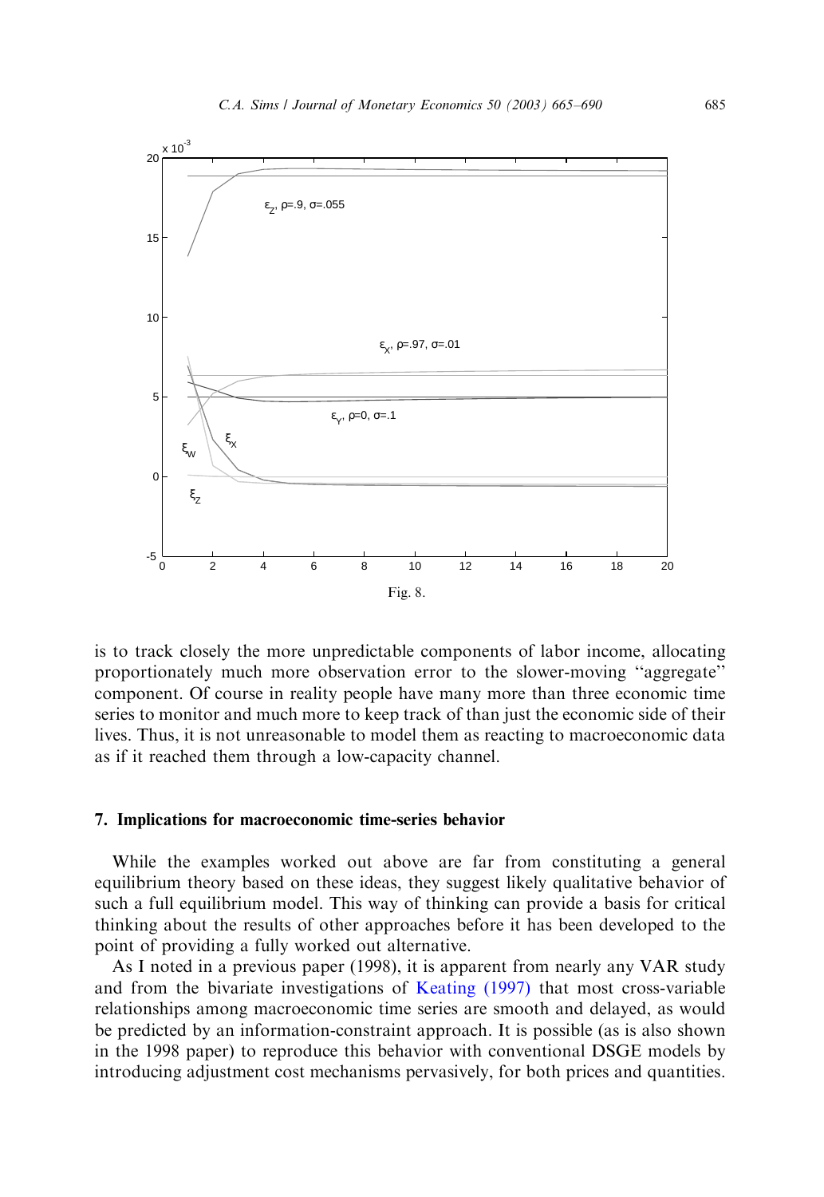Fig. 8.

is to track closely the more unpredictable components of labor income, allocating proportionately much more observation error to the slower-moving "aggregate" component. Of course in reality people have many more than three economic time series to monitor and much more to keep track of than just the economic side of their lives. Thus, it is not unreasonable to model them as reacting to macroeconomic data as if it reached them through a low-capacity channel.

## 7. Implications for macroeconomic time-series behavior

While the examples worked out above are far from constituting a general equilibrium theory based on these ideas, they suggest likely qualitative behavior of such a full equilibrium model. This way of thinking can provide a basis for critical thinking about the results of other approaches before it has been developed to the point of providing a fully worked out alternative.

As I noted in a previous paper (1998), it is apparent from nearly any VAR study and from the bivariate investigations of Keating (1997) that most cross-variable relationships among macroeconomic time series are smooth and delayed, as would be predicted by an information-constraint approach. It is possible (as is also shown in the 1998 paper) to reproduce this behavior with conventional DSGE models by introducing adjustment cost mechanisms pervasively, for both prices and quantities.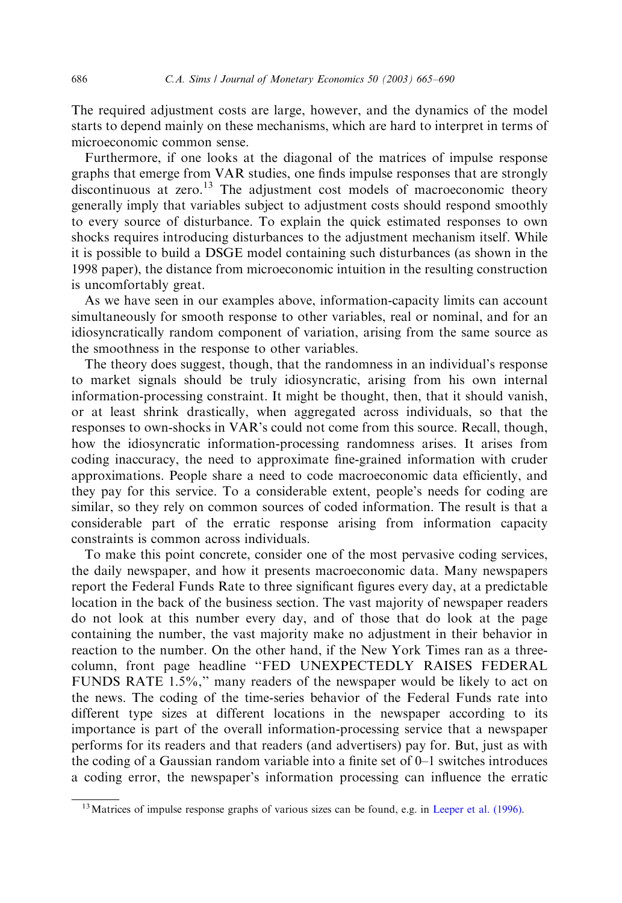The required adjustment costs are large, however, and the dynamics of the model starts to depend mainly on these mechanisms, which are hard to interpret in terms of microeconomic common sense.

Furthermore, if one looks at the diagonal of the matrices of impulse response graphs that emerge from VAR studies, one finds impulse responses that are strongly discontinuous at zero.[13] The adjustment cost models of macroeconomic theory generally imply that variables subject to adjustment costs should respond smoothly to every source of disturbance. To explain the quick estimated responses to own shocks requires introducing disturbances to the adjustment mechanism itself. While it is possible to build a DSGE model containing such disturbances (as shown in the 1998 paper), the distance from microeconomic intuition in the resulting construction is uncomfortably great.

As we have seen in our examples above, information-capacity limits can account simultaneously for smooth response to other variables, real or nominal, and for an idiosyncratically random component of variation, arising from the same source as the smoothness in the response to other variables.

The theory does suggest, though, that the randomness in an individual's response to market signals should be truly idiosyncratic, arising from his own internal information-processing constraint. It might be thought, then, that it should vanish, or at least shrink drastically, when aggregated across individuals, so that the responses to own-shocks in VAR's could not come from this source. Recall, though, how the idiosyncratic information-processing randomness arises. It arises from coding inaccuracy, the need to approximate fine-grained information with cruder approximations. People share a need to code macroeconomic data efficiently, and they pay for this service. To a considerable extent, people's needs for coding are similar, so they rely on common sources of coded information. The result is that a considerable part of the erratic response arising from information capacity constraints is common across individuals.

To make this point concrete, consider one of the most pervasive coding services, the daily newspaper, and how it presents macroeconomic data. Many newspapers report the Federal Funds Rate to three significant figures every day, at a predictable location in the back of the business section. The vast majority of newspaper readers do not look at this number every day, and of those that do look at the page containing the number, the vast majority make no adjustment in their behavior in reaction to the number. On the other hand, if the New York Times ran as a three-column, front page headline "FED UNEXPECTEDLY RAISES FEDERAL FUNDS RATE 1.5%," many readers of the newspaper would be likely to act on the news. The coding of the time-series behavior of the Federal Funds rate into different type sizes at different locations in the newspaper according to its importance is part of the overall information-processing service that a newspaper performs for its readers and that readers (and advertisers) pay for. But, just as with the coding of a Gaussian random variable into a finite set of 0–1 switches introduces a coding error, the newspaper's information processing can influence the erratic

[13] Matrices of impulse response graphs of various sizes can be found, e.g. in Leeper et al. (1996).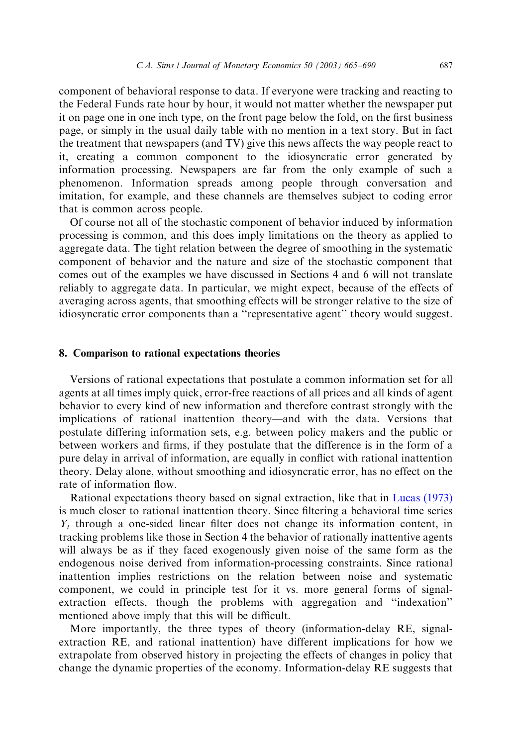component of behavioral response to data. If everyone were tracking and reacting to the Federal Funds rate hour by hour, it would not matter whether the newspaper put it on page one in one inch type, on the front page below the fold, on the first business page, or simply in the usual daily table with no mention in a text story. But in fact the treatment that newspapers (and TV) give this news affects the way people react to it, creating a common component to the idiosyncratic error generated by information processing. Newspapers are far from the only example of such a phenomenon. Information spreads among people through conversation and imitation, for example, and these channels are themselves subject to coding error that is common across people.

Of course not all of the stochastic component of behavior induced by information processing is common, and this does imply limitations on the theory as applied to aggregate data. The tight relation between the degree of smoothing in the systematic component of behavior and the nature and size of the stochastic component that comes out of the examples we have discussed in Sections 4 and 6 will not translate reliably to aggregate data. In particular, we might expect, because of the effects of averaging across agents, that smoothing effects will be stronger relative to the size of idiosyncratic error components than a "representative agent" theory would suggest.

## 8. Comparison to rational expectations theories

Versions of rational expectations that postulate a common information set for all agents at all times imply quick, error-free reactions of all prices and all kinds of agent behavior to every kind of new information and therefore contrast strongly with the implications of rational inattention theory—and with the data. Versions that postulate differing information sets, e.g. between policy makers and the public or between workers and firms, if they postulate that the difference is in the form of a pure delay in arrival of information, are equally in conflict with rational inattention theory. Delay alone, without smoothing and idiosyncratic error, has no effect on the rate of information flow.

Rational expectations theory based on signal extraction, like that in Lucas (1973) is much closer to rational inattention theory. Since filtering a behavioral time series $Y_t$ through a one-sided linear filter does not change its information content, in tracking problems like those in Section 4 the behavior of rationally inattentive agents will always be as if they faced exogenously given noise of the same form as the endogenous noise derived from information-processing constraints. Since rational inattention implies restrictions on the relation between noise and systematic component, we could in principle test for it vs. more general forms of signal-extraction effects, though the problems with aggregation and "indexation" mentioned above imply that this will be difficult.

More importantly, the three types of theory (information-delay RE, signal-extraction RE, and rational inattention) have different implications for how we extrapolate from observed history in projecting the effects of changes in policy that change the dynamic properties of the economy. Information-delay RE suggests that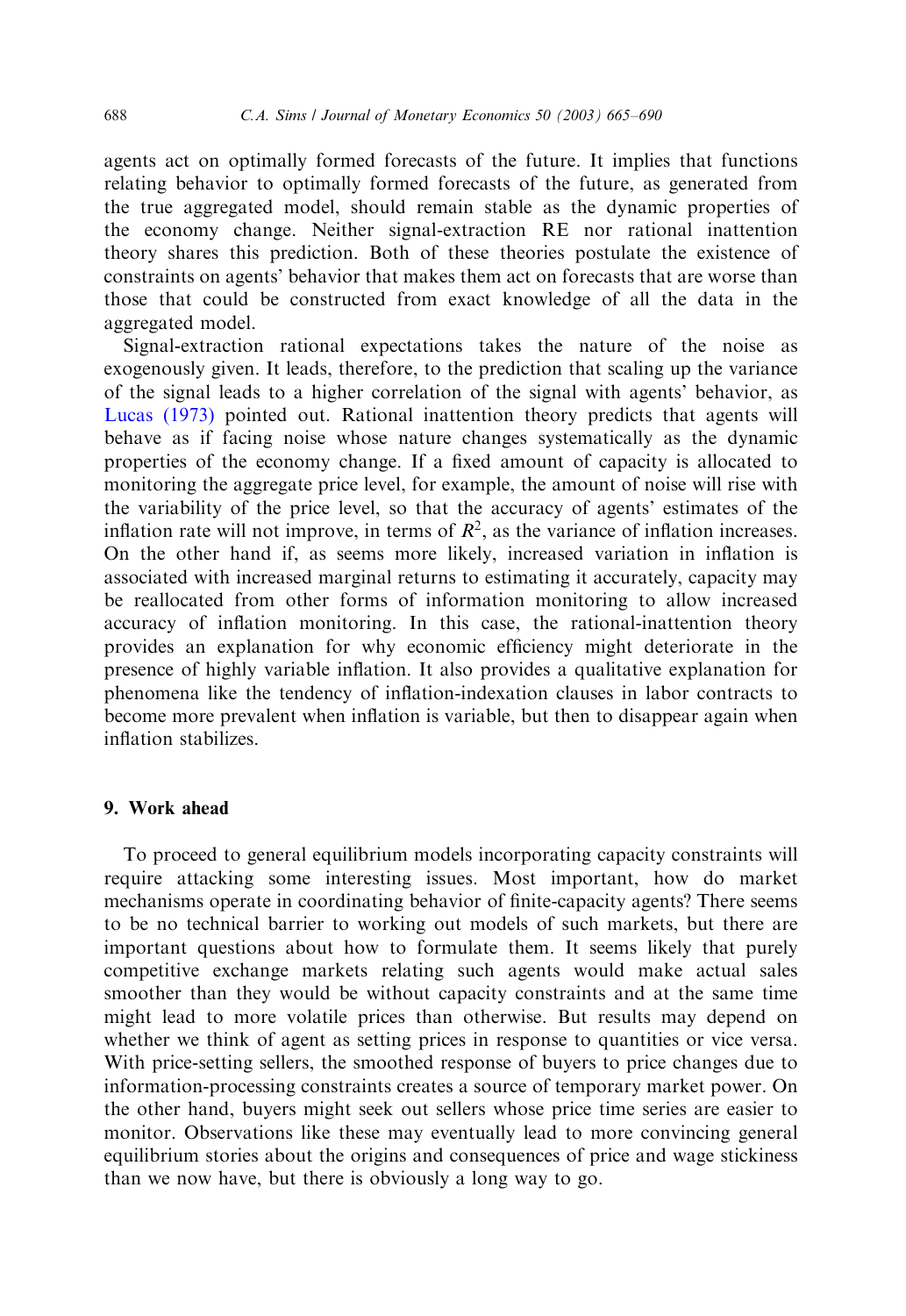agents act on optimally formed forecasts of the future. It implies that functions relating behavior to optimally formed forecasts of the future, as generated from the true aggregated model, should remain stable as the dynamic properties of the economy change. Neither signal-extraction RE nor rational inattention theory shares this prediction. Both of these theories postulate the existence of constraints on agents' behavior that makes them act on forecasts that are worse than those that could be constructed from exact knowledge of all the data in the aggregated model.

Signal-extraction rational expectations takes the nature of the noise as exogenously given. It leads, therefore, to the prediction that scaling up the variance of the signal leads to a higher correlation of the signal with agents' behavior, as Lucas (1973) pointed out. Rational inattention theory predicts that agents will behave as if facing noise whose nature changes systematically as the dynamic properties of the economy change. If a fixed amount of capacity is allocated to monitoring the aggregate price level, for example, the amount of noise will rise with the variability of the price level, so that the accuracy of agents' estimates of the inflation rate will not improve, in terms of $R^2$, as the variance of inflation increases. On the other hand if, as seems more likely, increased variation in inflation is associated with increased marginal returns to estimating it accurately, capacity may be reallocated from other forms of information monitoring to allow increased accuracy of inflation monitoring. In this case, the rational-inattention theory provides an explanation for why economic efficiency might deteriorate in the presence of highly variable inflation. It also provides a qualitative explanation for phenomena like the tendency of inflation-indexation clauses in labor contracts to become more prevalent when inflation is variable, but then to disappear again when inflation stabilizes.

## 9. Work ahead

To proceed to general equilibrium models incorporating capacity constraints will require attacking some interesting issues. Most important, how do market mechanisms operate in coordinating behavior of finite-capacity agents? There seems to be no technical barrier to working out models of such markets, but there are important questions about how to formulate them. It seems likely that purely competitive exchange markets relating such agents would make actual sales smoother than they would be without capacity constraints and at the same time might lead to more volatile prices than otherwise. But results may depend on whether we think of agent as setting prices in response to quantities or vice versa. With price-setting sellers, the smoothed response of buyers to price changes due to information-processing constraints creates a source of temporary market power. On the other hand, buyers might seek out sellers whose price time series are easier to monitor. Observations like these may eventually lead to more convincing general equilibrium stories about the origins and consequences of price and wage stickiness than we now have, but there is obviously a long way to go.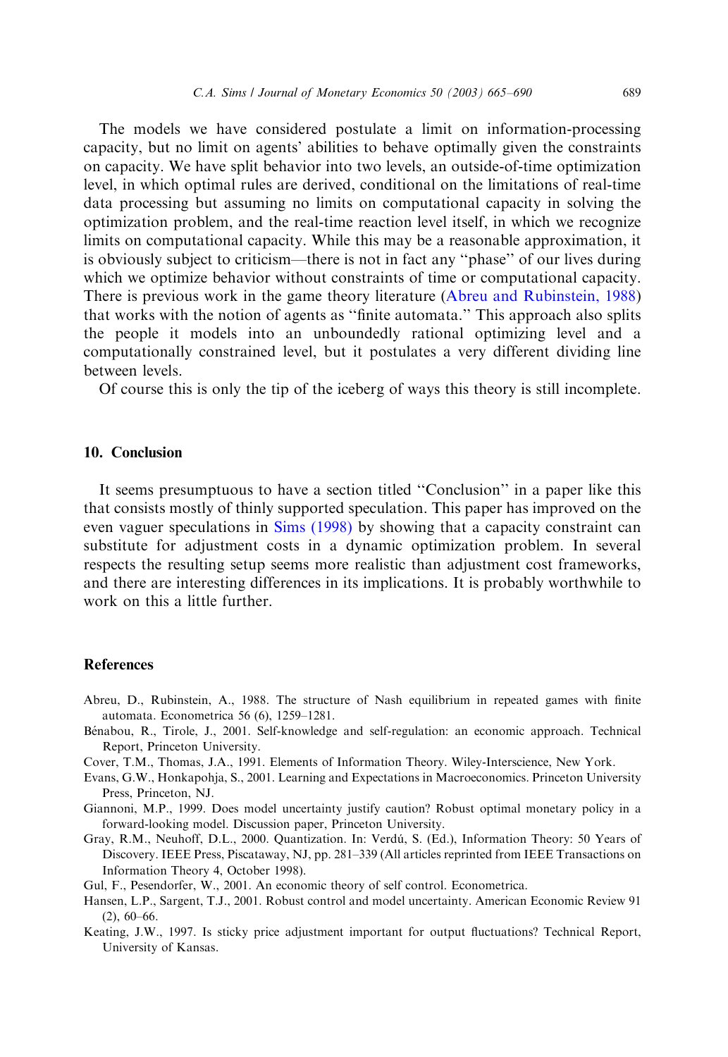The models we have considered postulate a limit on information-processing capacity, but no limit on agents' abilities to behave optimally given the constraints on capacity. We have split behavior into two levels, an outside-of-time optimization level, in which optimal rules are derived, conditional on the limitations of real-time data processing but assuming no limits on computational capacity in solving the optimization problem, and the real-time reaction level itself, in which we recognize limits on computational capacity. While this may be a reasonable approximation, it is obviously subject to criticism—there is not in fact any "phase" of our lives during which we optimize behavior without constraints of time or computational capacity. There is previous work in the game theory literature (Abreu and Rubinstein, 1988) that works with the notion of agents as "finite automata." This approach also splits the people it models into an unboundedly rational optimizing level and a computationally constrained level, but it postulates a very different dividing line between levels.

Of course this is only the tip of the iceberg of ways this theory is still incomplete.

## 10. Conclusion

It seems presumptuous to have a section titled "Conclusion" in a paper like this that consists mostly of thinly supported speculation. This paper has improved on the even vaguer speculations in Sims (1998) by showing that a capacity constraint can substitute for adjustment costs in a dynamic optimization problem. In several respects the resulting setup seems more realistic than adjustment cost frameworks, and there are interesting differences in its implications. It is probably worthwhile to work on this a little further.

## References

Abreu, D., Rubinstein, A., 1988. The structure of Nash equilibrium in repeated games with finite automata. Econometrica 56 (6), 1259–1281.

Bénabou, R., Tirole, J., 2001. Self-knowledge and self-regulation: an economic approach. Technical Report, Princeton University.

Cover, T.M., Thomas, J.A., 1991. Elements of Information Theory. Wiley-Interscience, New York.

Evans, G.W., Honkapohja, S., 2001. Learning and Expectations in Macroeconomics. Princeton University Press, Princeton, NJ.

Giannoni, M.P., 1999. Does model uncertainty justify caution? Robust optimal monetary policy in a forward-looking model. Discussion paper, Princeton University.

Gray, R.M., Neuhoff, D.L., 2000. Quantization. In: Verdú, S. (Ed.), Information Theory: 50 Years of Discovery. IEEE Press, Piscataway, NJ, pp. 281–339 (All articles reprinted from IEEE Transactions on Information Theory 4, October 1998).

Gul, F., Pesendorfer, W., 2001. An economic theory of self control. Econometrica.

Hansen, L.P., Sargent, T.J., 2001. Robust control and model uncertainty. American Economic Review 91 (2), 60–66.

Keating, J.W., 1997. Is sticky price adjustment important for output fluctuations? Technical Report, University of Kansas.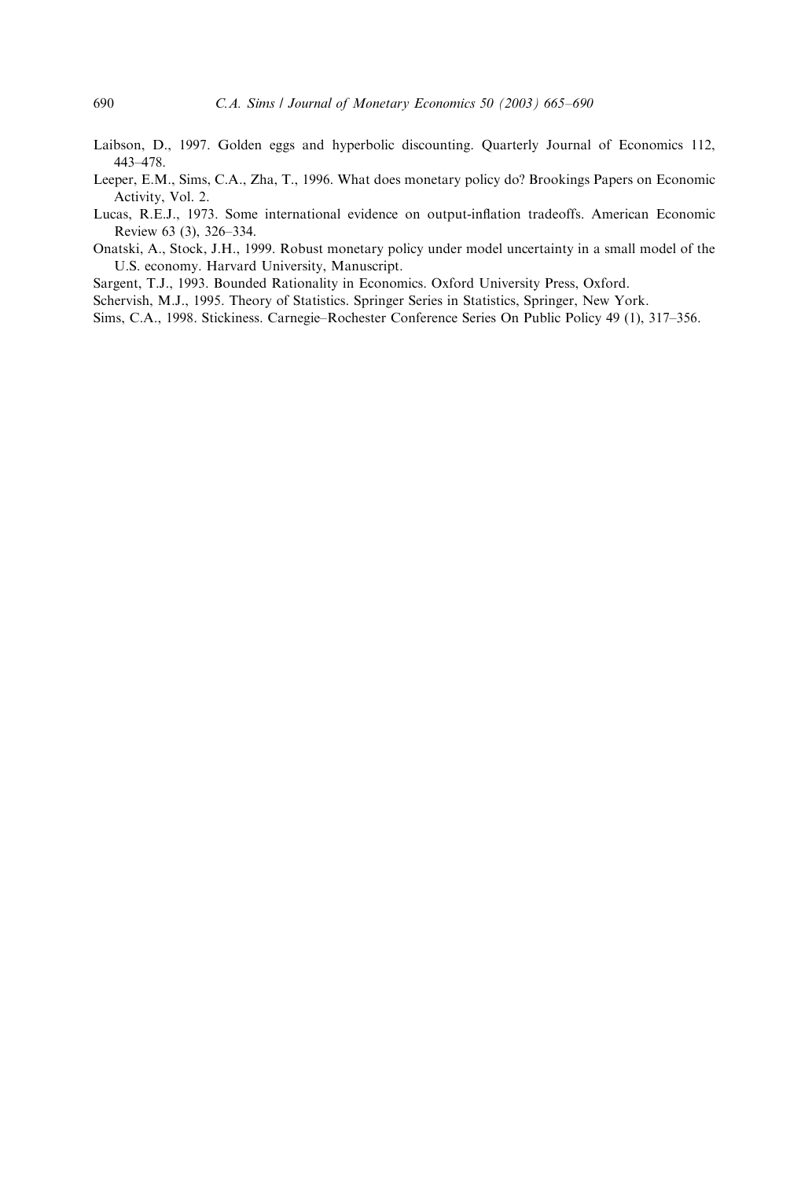Laibson, D., 1997. Golden eggs and hyperbolic discounting. Quarterly Journal of Economics 112, 443–478.

Leeper, E.M., Sims, C.A., Zha, T., 1996. What does monetary policy do? Brookings Papers on Economic Activity, Vol. 2.

Lucas, R.E.J., 1973. Some international evidence on output-inflation tradeoffs. American Economic Review 63 (3), 326–334.

Onatski, A., Stock, J.H., 1999. Robust monetary policy under model uncertainty in a small model of the U.S. economy. Harvard University, Manuscript.

Sargent, T.J., 1993. Bounded Rationality in Economics. Oxford University Press, Oxford.

Schervish, M.J., 1995. Theory of Statistics. Springer Series in Statistics, Springer, New York.

Sims, C.A., 1998. Stickiness. Carnegie–Rochester Conference Series On Public Policy 49 (1), 317–356.